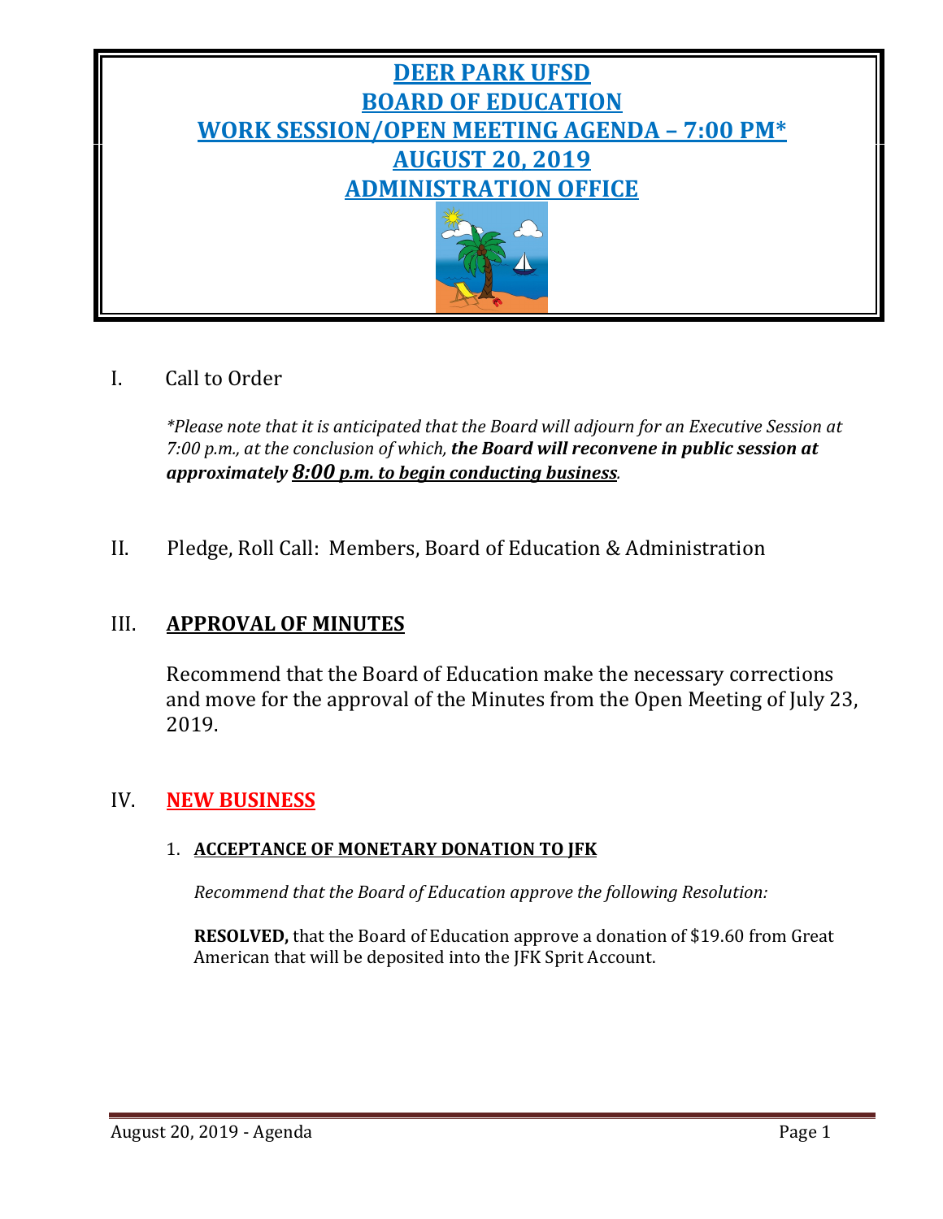# DEER PARK UFSD
# BOARD OF EDUCATION
# WORK SESSION/OPEN MEETING AGENDA – 7:00 PM*
# AUGUST 20, 2019
# ADMINISTRATION OFFICE

I. Call to Order

*\*Please note that it is anticipated that the Board will adjourn for an Executive Session at 7:00 p.m., at the conclusion of which,* ***the Board will reconvene in public session at approximately 8:00 p.m. to begin conducting business****.*

II. Pledge, Roll Call: Members, Board of Education & Administration

## III. APPROVAL OF MINUTES

Recommend that the Board of Education make the necessary corrections and move for the approval of the Minutes from the Open Meeting of July 23, 2019.

## IV. NEW BUSINESS

### 1. ACCEPTANCE OF MONETARY DONATION TO JFK

*Recommend that the Board of Education approve the following Resolution:*

**RESOLVED,** that the Board of Education approve a donation of $19.60 from Great American that will be deposited into the JFK Sprit Account.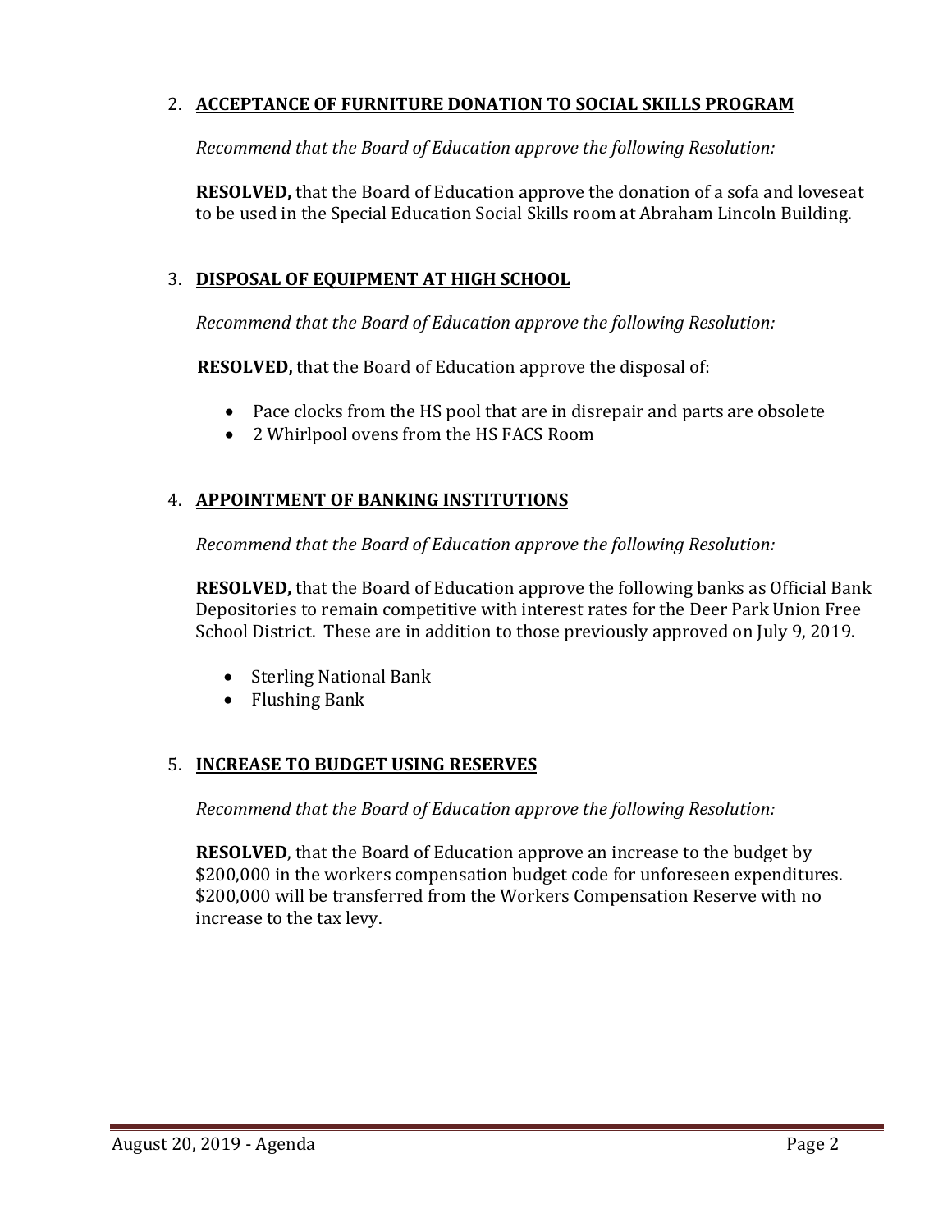2. **<u>ACCEPTANCE OF FURNITURE DONATION TO SOCIAL SKILLS PROGRAM</u>**

   *Recommend that the Board of Education approve the following Resolution:*

   **RESOLVED,** that the Board of Education approve the donation of a sofa and loveseat to be used in the Special Education Social Skills room at Abraham Lincoln Building.

3. **<u>DISPOSAL OF EQUIPMENT AT HIGH SCHOOL</u>**

   *Recommend that the Board of Education approve the following Resolution:*

   **RESOLVED,** that the Board of Education approve the disposal of:

   - Pace clocks from the HS pool that are in disrepair and parts are obsolete
   - 2 Whirlpool ovens from the HS FACS Room

4. **<u>APPOINTMENT OF BANKING INSTITUTIONS</u>**

   *Recommend that the Board of Education approve the following Resolution:*

   **RESOLVED,** that the Board of Education approve the following banks as Official Bank Depositories to remain competitive with interest rates for the Deer Park Union Free School District. These are in addition to those previously approved on July 9, 2019.

   - Sterling National Bank
   - Flushing Bank

5. **<u>INCREASE TO BUDGET USING RESERVES</u>**

   *Recommend that the Board of Education approve the following Resolution:*

   **RESOLVED**, that the Board of Education approve an increase to the budget by $200,000 in the workers compensation budget code for unforeseen expenditures. $200,000 will be transferred from the Workers Compensation Reserve with no increase to the tax levy.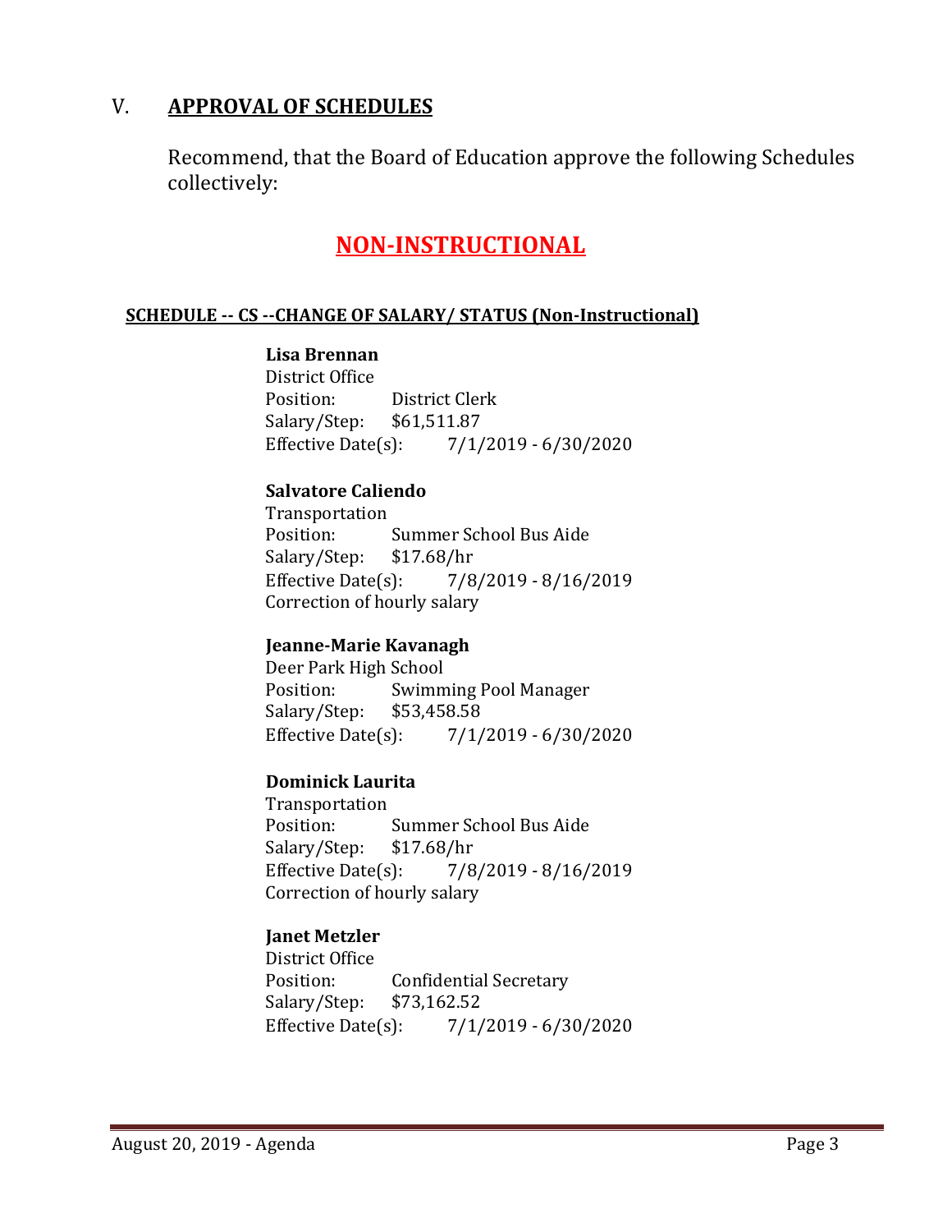## V. APPROVAL OF SCHEDULES

Recommend, that the Board of Education approve the following Schedules collectively:

# NON-INSTRUCTIONAL

### SCHEDULE -- CS --CHANGE OF SALARY/ STATUS (Non-Instructional)

**Lisa Brennan**
District Office
Position: District Clerk
Salary/Step: $61,511.87
Effective Date(s): 7/1/2019 - 6/30/2020

**Salvatore Caliendo**
Transportation
Position: Summer School Bus Aide
Salary/Step: $17.68/hr
Effective Date(s): 7/8/2019 - 8/16/2019
Correction of hourly salary

**Jeanne-Marie Kavanagh**
Deer Park High School
Position: Swimming Pool Manager
Salary/Step: $53,458.58
Effective Date(s): 7/1/2019 - 6/30/2020

**Dominick Laurita**
Transportation
Position: Summer School Bus Aide
Salary/Step: $17.68/hr
Effective Date(s): 7/8/2019 - 8/16/2019
Correction of hourly salary

**Janet Metzler**
District Office
Position: Confidential Secretary
Salary/Step: $73,162.52
Effective Date(s): 7/1/2019 - 6/30/2020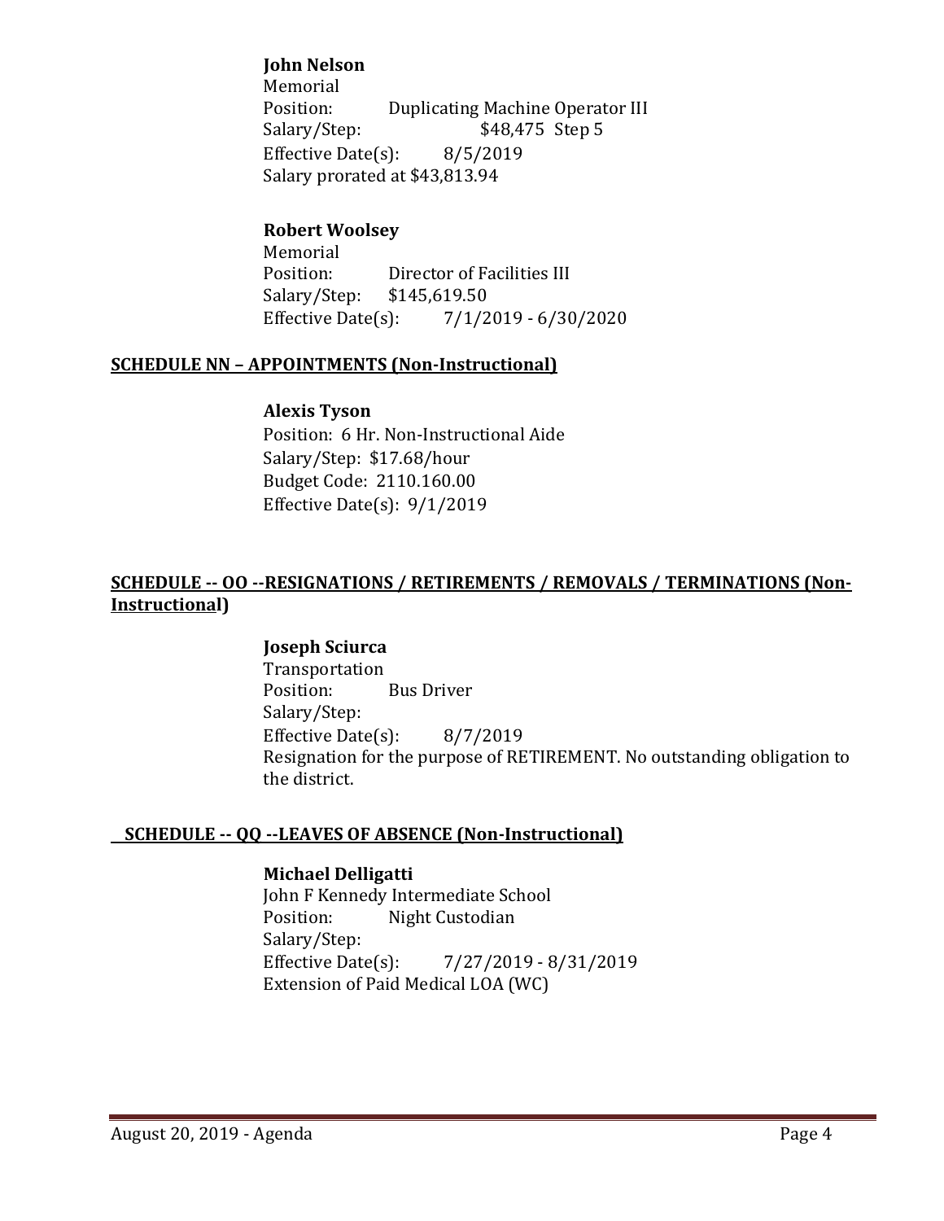**John Nelson**
Memorial
Position: Duplicating Machine Operator III
Salary/Step: $48,475 Step 5
Effective Date(s): 8/5/2019
Salary prorated at $43,813.94

**Robert Woolsey**
Memorial
Position: Director of Facilities III
Salary/Step: $145,619.50
Effective Date(s): 7/1/2019 - 6/30/2020

**SCHEDULE NN – APPOINTMENTS (Non-Instructional)**

**Alexis Tyson**
Position: 6 Hr. Non-Instructional Aide
Salary/Step: $17.68/hour
Budget Code: 2110.160.00
Effective Date(s): 9/1/2019

**SCHEDULE -- OO --RESIGNATIONS / RETIREMENTS / REMOVALS / TERMINATIONS (Non-Instructional)**

**Joseph Sciurca**
Transportation
Position: Bus Driver
Salary/Step:
Effective Date(s): 8/7/2019
Resignation for the purpose of RETIREMENT. No outstanding obligation to the district.

**SCHEDULE -- QQ --LEAVES OF ABSENCE (Non-Instructional)**

**Michael Delligatti**
John F Kennedy Intermediate School
Position: Night Custodian
Salary/Step:
Effective Date(s): 7/27/2019 - 8/31/2019
Extension of Paid Medical LOA (WC)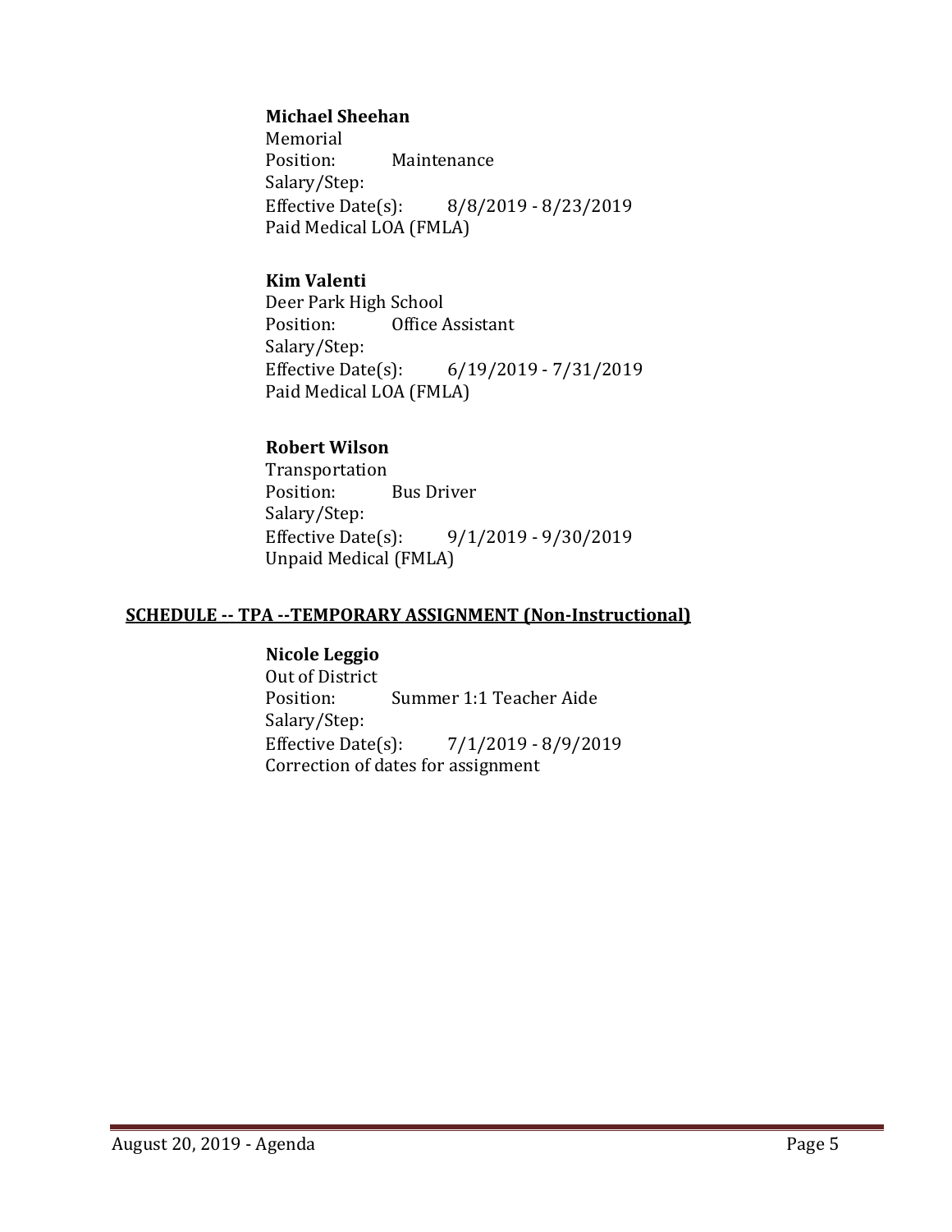**Michael Sheehan**
Memorial
Position: Maintenance
Salary/Step:
Effective Date(s): 8/8/2019 - 8/23/2019
Paid Medical LOA (FMLA)

**Kim Valenti**
Deer Park High School
Position: Office Assistant
Salary/Step:
Effective Date(s): 6/19/2019 - 7/31/2019
Paid Medical LOA (FMLA)

**Robert Wilson**
Transportation
Position: Bus Driver
Salary/Step:
Effective Date(s): 9/1/2019 - 9/30/2019
Unpaid Medical (FMLA)

## SCHEDULE -- TPA --TEMPORARY ASSIGNMENT (Non-Instructional)

**Nicole Leggio**
Out of District
Position: Summer 1:1 Teacher Aide
Salary/Step:
Effective Date(s): 7/1/2019 - 8/9/2019
Correction of dates for assignment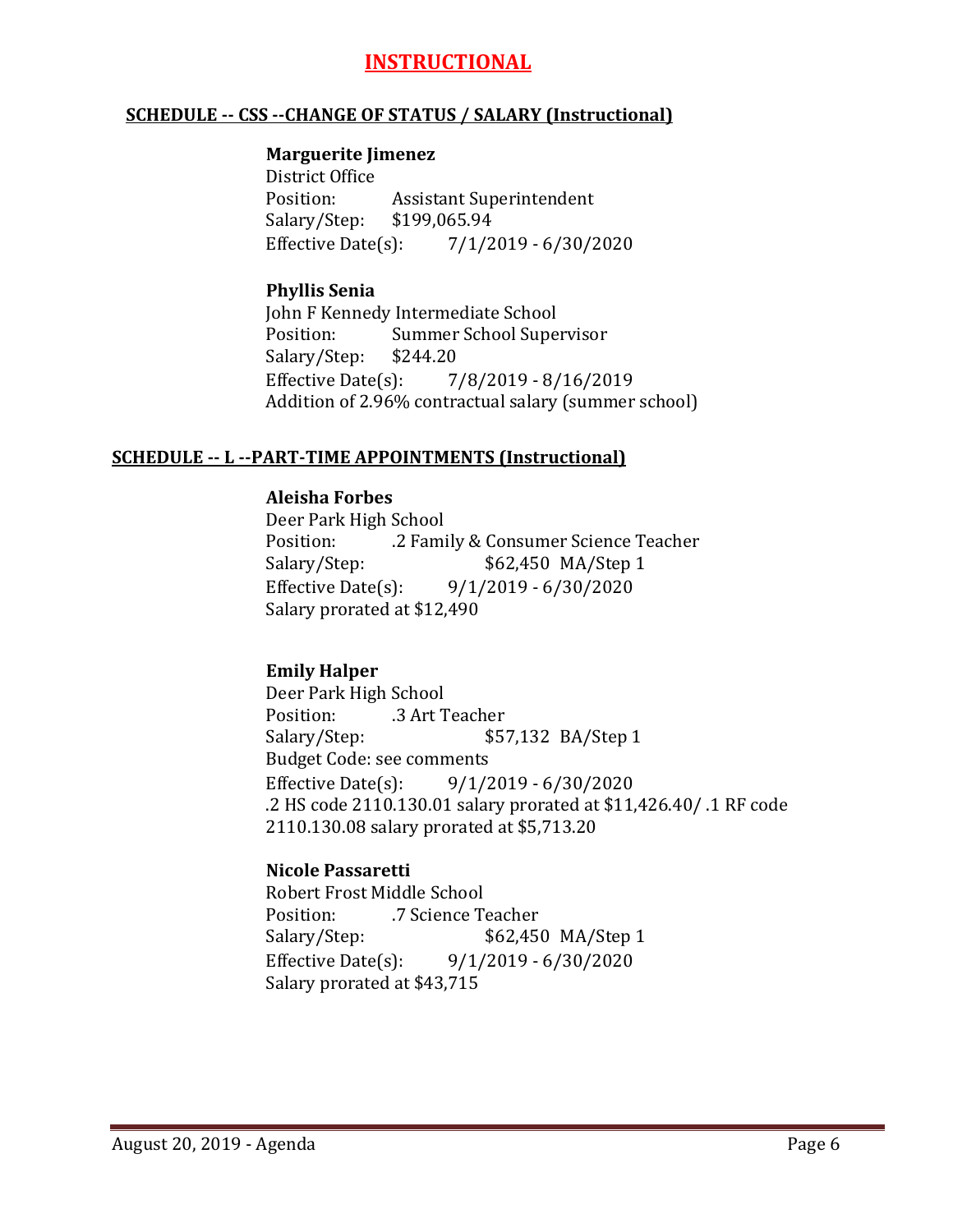# INSTRUCTIONAL

## SCHEDULE -- CSS --CHANGE OF STATUS / SALARY (Instructional)

**Marguerite Jimenez**
District Office
Position: Assistant Superintendent
Salary/Step: $199,065.94
Effective Date(s): 7/1/2019 - 6/30/2020

**Phyllis Senia**
John F Kennedy Intermediate School
Position: Summer School Supervisor
Salary/Step: $244.20
Effective Date(s): 7/8/2019 - 8/16/2019
Addition of 2.96% contractual salary (summer school)

## SCHEDULE -- L --PART-TIME APPOINTMENTS (Instructional)

**Aleisha Forbes**
Deer Park High School
Position: .2 Family & Consumer Science Teacher
Salary/Step: $62,450 MA/Step 1
Effective Date(s): 9/1/2019 - 6/30/2020
Salary prorated at $12,490

**Emily Halper**
Deer Park High School
Position: .3 Art Teacher
Salary/Step: $57,132 BA/Step 1
Budget Code: see comments
Effective Date(s): 9/1/2019 - 6/30/2020
.2 HS code 2110.130.01 salary prorated at $11,426.40/ .1 RF code 2110.130.08 salary prorated at $5,713.20

**Nicole Passaretti**
Robert Frost Middle School
Position: .7 Science Teacher
Salary/Step: $62,450 MA/Step 1
Effective Date(s): 9/1/2019 - 6/30/2020
Salary prorated at $43,715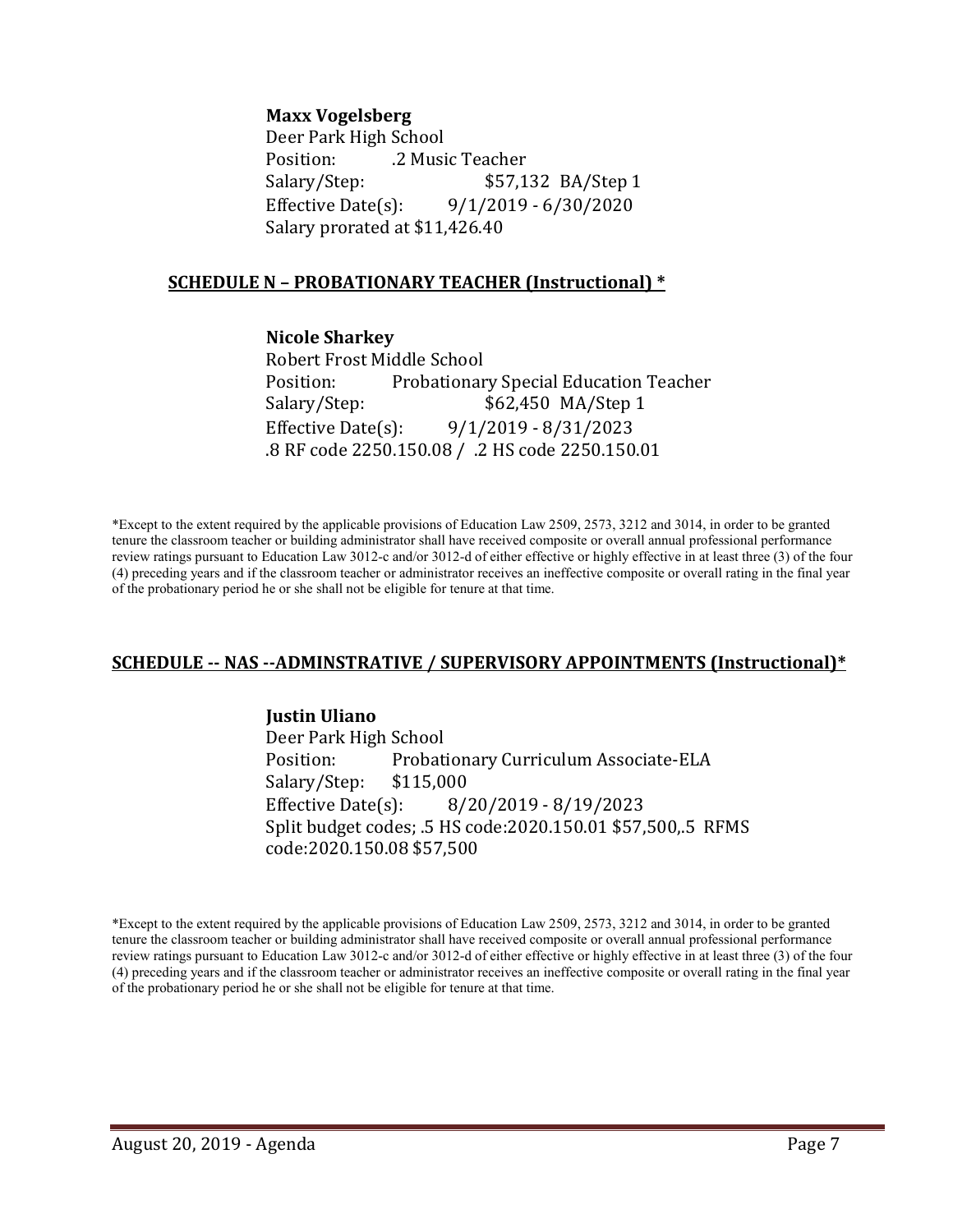**Maxx Vogelsberg**
Deer Park High School
Position: .2 Music Teacher
Salary/Step: $57,132 BA/Step 1
Effective Date(s): 9/1/2019 - 6/30/2020
Salary prorated at $11,426.40

## SCHEDULE N – PROBATIONARY TEACHER (Instructional) *

**Nicole Sharkey**
Robert Frost Middle School
Position: Probationary Special Education Teacher
Salary/Step: $62,450 MA/Step 1
Effective Date(s): 9/1/2019 - 8/31/2023
.8 RF code 2250.150.08 / .2 HS code 2250.150.01

*Except to the extent required by the applicable provisions of Education Law 2509, 2573, 3212 and 3014, in order to be granted tenure the classroom teacher or building administrator shall have received composite or overall annual professional performance review ratings pursuant to Education Law 3012-c and/or 3012-d of either effective or highly effective in at least three (3) of the four (4) preceding years and if the classroom teacher or administrator receives an ineffective composite or overall rating in the final year of the probationary period he or she shall not be eligible for tenure at that time.

## SCHEDULE -- NAS --ADMINSTRATIVE / SUPERVISORY APPOINTMENTS (Instructional)*

**Justin Uliano**
Deer Park High School
Position: Probationary Curriculum Associate-ELA
Salary/Step: $115,000
Effective Date(s): 8/20/2019 - 8/19/2023
Split budget codes; .5 HS code:2020.150.01 $57,500,.5 RFMS code:2020.150.08 $57,500

*Except to the extent required by the applicable provisions of Education Law 2509, 2573, 3212 and 3014, in order to be granted tenure the classroom teacher or building administrator shall have received composite or overall annual professional performance review ratings pursuant to Education Law 3012-c and/or 3012-d of either effective or highly effective in at least three (3) of the four (4) preceding years and if the classroom teacher or administrator receives an ineffective composite or overall rating in the final year of the probationary period he or she shall not be eligible for tenure at that time.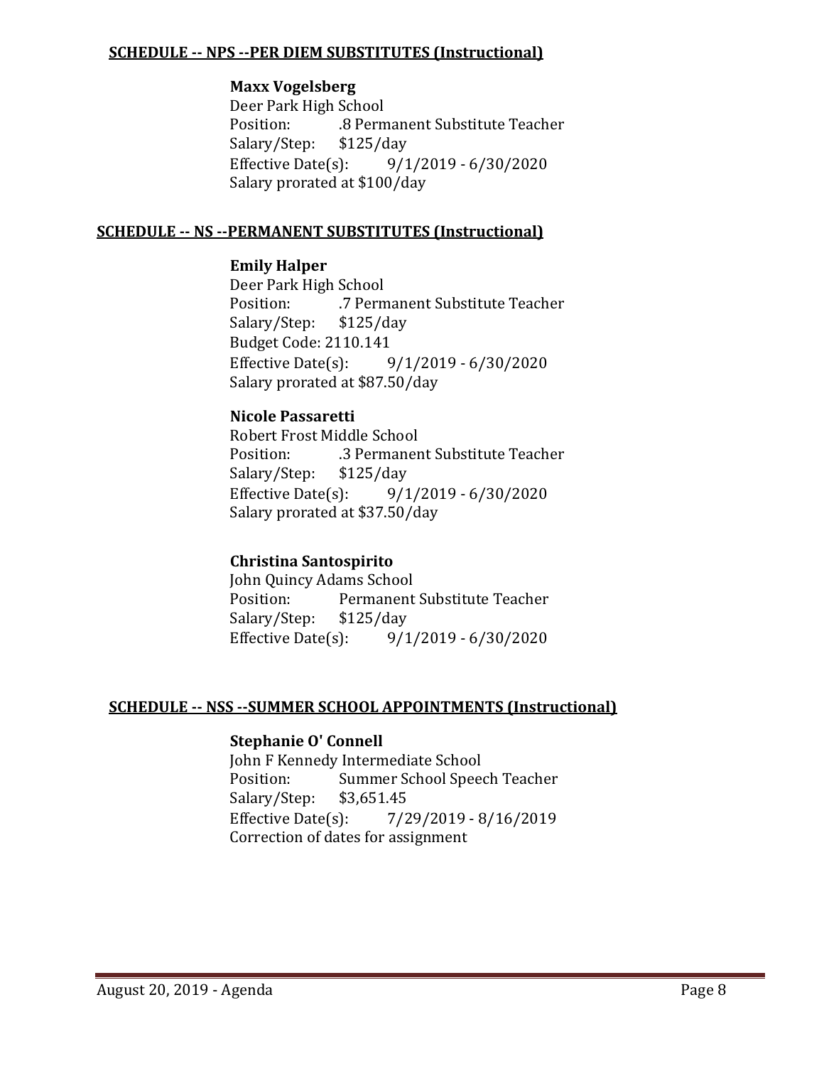**SCHEDULE -- NPS --PER DIEM SUBSTITUTES (Instructional)**

**Maxx Vogelsberg**
Deer Park High School
Position: .8 Permanent Substitute Teacher
Salary/Step: $125/day
Effective Date(s): 9/1/2019 - 6/30/2020
Salary prorated at $100/day

**SCHEDULE -- NS --PERMANENT SUBSTITUTES (Instructional)**

**Emily Halper**
Deer Park High School
Position: .7 Permanent Substitute Teacher
Salary/Step: $125/day
Budget Code: 2110.141
Effective Date(s): 9/1/2019 - 6/30/2020
Salary prorated at $87.50/day

**Nicole Passaretti**
Robert Frost Middle School
Position: .3 Permanent Substitute Teacher
Salary/Step: $125/day
Effective Date(s): 9/1/2019 - 6/30/2020
Salary prorated at $37.50/day

**Christina Santospirito**
John Quincy Adams School
Position: Permanent Substitute Teacher
Salary/Step: $125/day
Effective Date(s): 9/1/2019 - 6/30/2020

**SCHEDULE -- NSS --SUMMER SCHOOL APPOINTMENTS (Instructional)**

**Stephanie O' Connell**
John F Kennedy Intermediate School
Position: Summer School Speech Teacher
Salary/Step: $3,651.45
Effective Date(s): 7/29/2019 - 8/16/2019
Correction of dates for assignment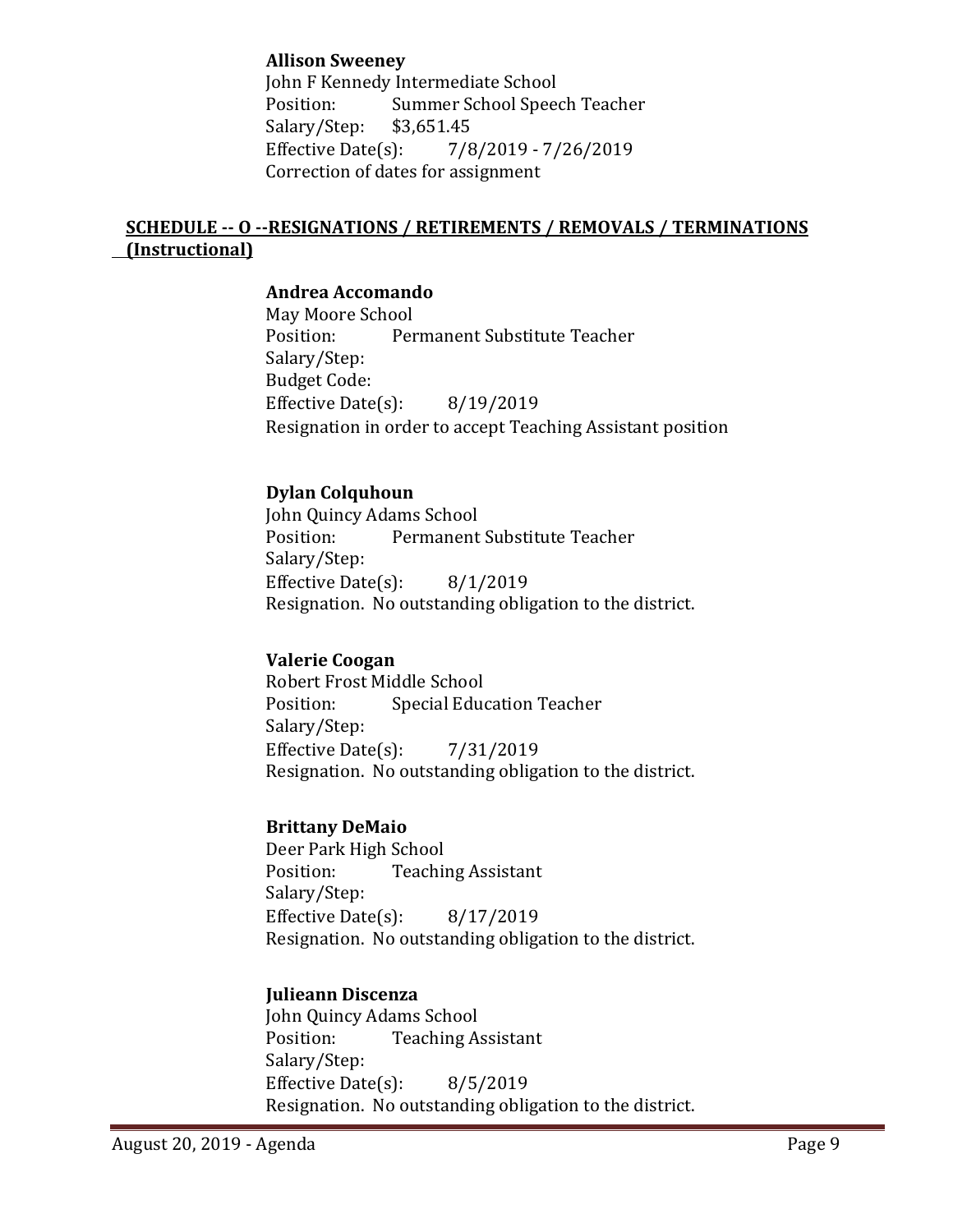**Allison Sweeney**
John F Kennedy Intermediate School
Position: Summer School Speech Teacher
Salary/Step: $3,651.45
Effective Date(s): 7/8/2019 - 7/26/2019
Correction of dates for assignment

## SCHEDULE -- O --RESIGNATIONS / RETIREMENTS / REMOVALS / TERMINATIONS (Instructional)

**Andrea Accomando**
May Moore School
Position: Permanent Substitute Teacher
Salary/Step:
Budget Code:
Effective Date(s): 8/19/2019
Resignation in order to accept Teaching Assistant position

**Dylan Colquhoun**
John Quincy Adams School
Position: Permanent Substitute Teacher
Salary/Step:
Effective Date(s): 8/1/2019
Resignation. No outstanding obligation to the district.

**Valerie Coogan**
Robert Frost Middle School
Position: Special Education Teacher
Salary/Step:
Effective Date(s): 7/31/2019
Resignation. No outstanding obligation to the district.

**Brittany DeMaio**
Deer Park High School
Position: Teaching Assistant
Salary/Step:
Effective Date(s): 8/17/2019
Resignation. No outstanding obligation to the district.

**Julieann Discenza**
John Quincy Adams School
Position: Teaching Assistant
Salary/Step:
Effective Date(s): 8/5/2019
Resignation. No outstanding obligation to the district.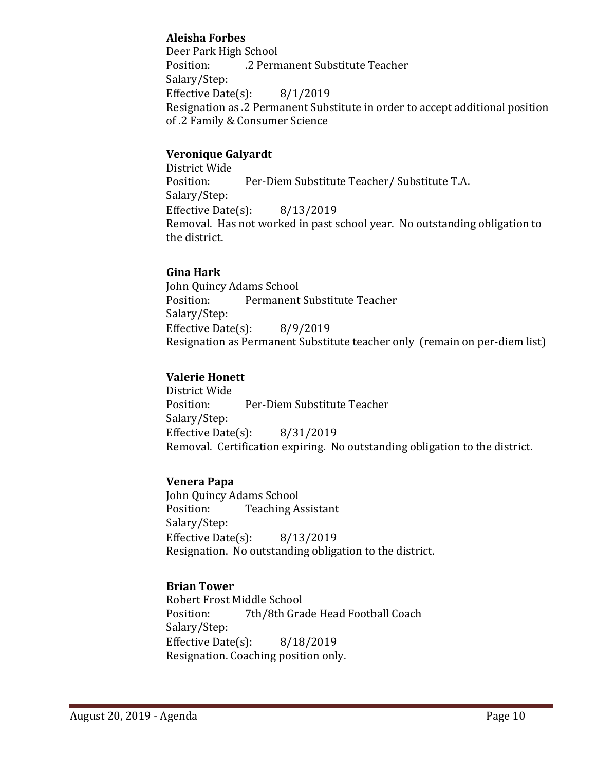**Aleisha Forbes**
Deer Park High School
Position: .2 Permanent Substitute Teacher
Salary/Step:
Effective Date(s): 8/1/2019
Resignation as .2 Permanent Substitute in order to accept additional position of .2 Family & Consumer Science

**Veronique Galyardt**
District Wide
Position: Per-Diem Substitute Teacher/ Substitute T.A.
Salary/Step:
Effective Date(s): 8/13/2019
Removal. Has not worked in past school year. No outstanding obligation to the district.

**Gina Hark**
John Quincy Adams School
Position: Permanent Substitute Teacher
Salary/Step:
Effective Date(s): 8/9/2019
Resignation as Permanent Substitute teacher only (remain on per-diem list)

**Valerie Honett**
District Wide
Position: Per-Diem Substitute Teacher
Salary/Step:
Effective Date(s): 8/31/2019
Removal. Certification expiring. No outstanding obligation to the district.

**Venera Papa**
John Quincy Adams School
Position: Teaching Assistant
Salary/Step:
Effective Date(s): 8/13/2019
Resignation. No outstanding obligation to the district.

**Brian Tower**
Robert Frost Middle School
Position: 7th/8th Grade Head Football Coach
Salary/Step:
Effective Date(s): 8/18/2019
Resignation. Coaching position only.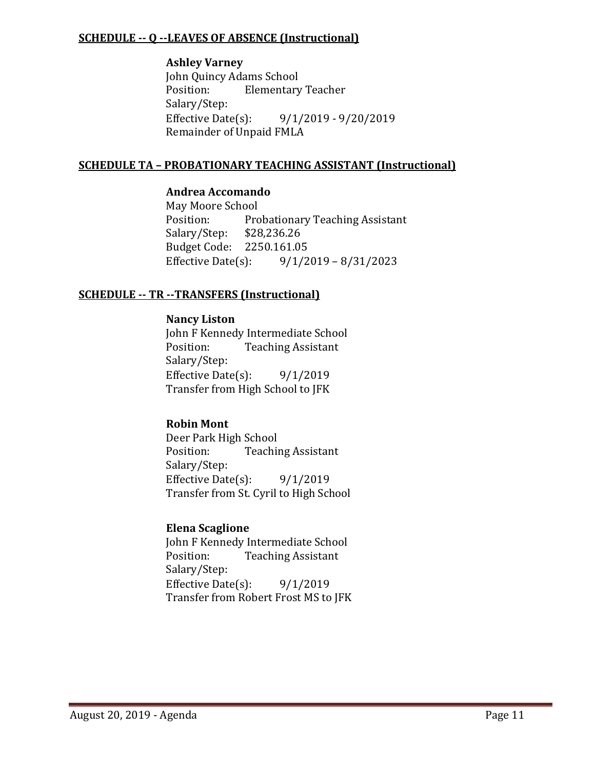## **SCHEDULE -- Q --LEAVES OF ABSENCE (Instructional)**

**Ashley Varney**
John Quincy Adams School
Position: Elementary Teacher
Salary/Step:
Effective Date(s): 9/1/2019 - 9/20/2019
Remainder of Unpaid FMLA

## **SCHEDULE TA – PROBATIONARY TEACHING ASSISTANT (Instructional)**

**Andrea Accomando**
May Moore School
Position: Probationary Teaching Assistant
Salary/Step: $28,236.26
Budget Code: 2250.161.05
Effective Date(s): 9/1/2019 – 8/31/2023

## **SCHEDULE -- TR --TRANSFERS (Instructional)**

**Nancy Liston**
John F Kennedy Intermediate School
Position: Teaching Assistant
Salary/Step:
Effective Date(s): 9/1/2019
Transfer from High School to JFK

**Robin Mont**
Deer Park High School
Position: Teaching Assistant
Salary/Step:
Effective Date(s): 9/1/2019
Transfer from St. Cyril to High School

**Elena Scaglione**
John F Kennedy Intermediate School
Position: Teaching Assistant
Salary/Step:
Effective Date(s): 9/1/2019
Transfer from Robert Frost MS to JFK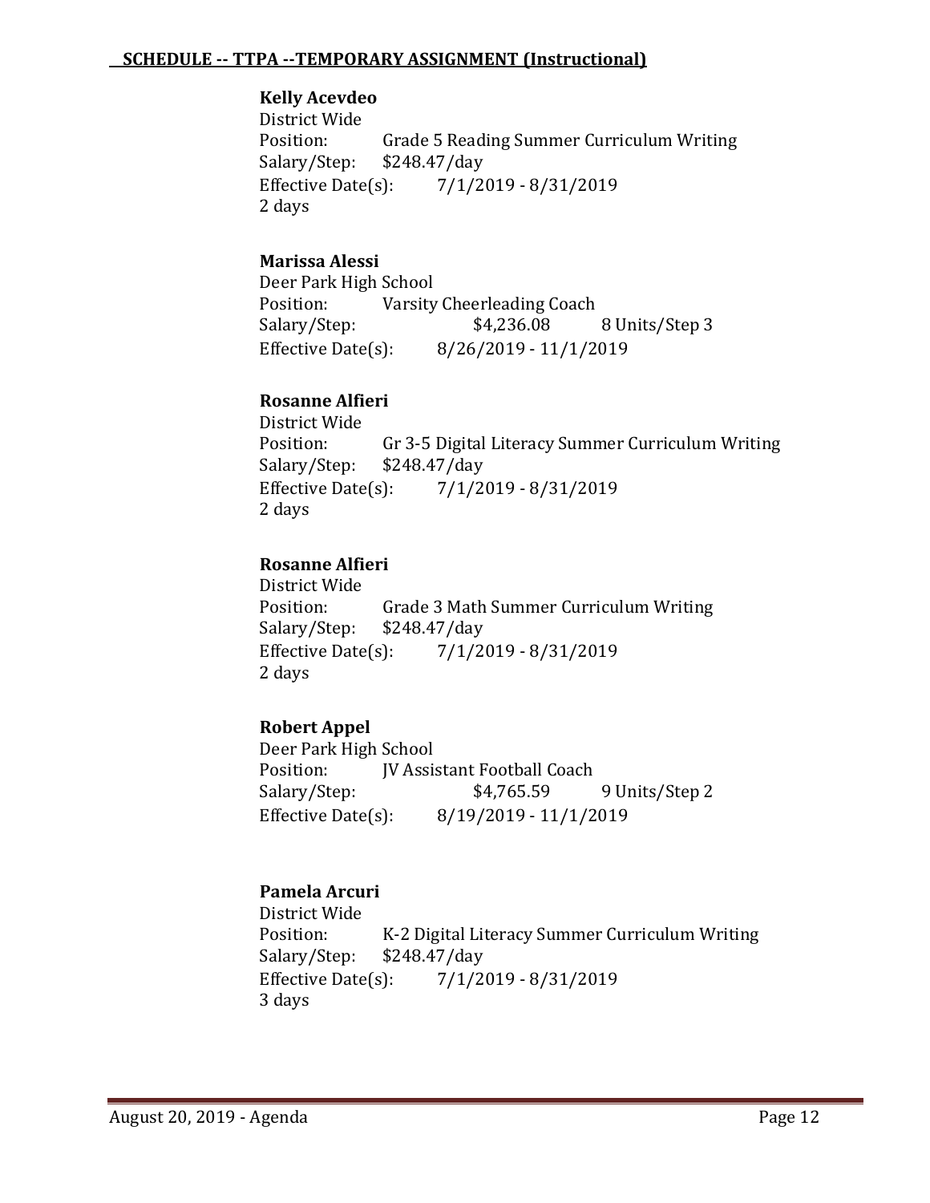**SCHEDULE -- TTPA --TEMPORARY ASSIGNMENT (Instructional)**

**Kelly Acevdeo**
District Wide
Position: Grade 5 Reading Summer Curriculum Writing
Salary/Step: $248.47/day
Effective Date(s): 7/1/2019 - 8/31/2019
2 days

**Marissa Alessi**
Deer Park High School
Position: Varsity Cheerleading Coach
Salary/Step: $4,236.08 8 Units/Step 3
Effective Date(s): 8/26/2019 - 11/1/2019

**Rosanne Alfieri**
District Wide
Position: Gr 3-5 Digital Literacy Summer Curriculum Writing
Salary/Step: $248.47/day
Effective Date(s): 7/1/2019 - 8/31/2019
2 days

**Rosanne Alfieri**
District Wide
Position: Grade 3 Math Summer Curriculum Writing
Salary/Step: $248.47/day
Effective Date(s): 7/1/2019 - 8/31/2019
2 days

**Robert Appel**
Deer Park High School
Position: JV Assistant Football Coach
Salary/Step: $4,765.59 9 Units/Step 2
Effective Date(s): 8/19/2019 - 11/1/2019

**Pamela Arcuri**
District Wide
Position: K-2 Digital Literacy Summer Curriculum Writing
Salary/Step: $248.47/day
Effective Date(s): 7/1/2019 - 8/31/2019
3 days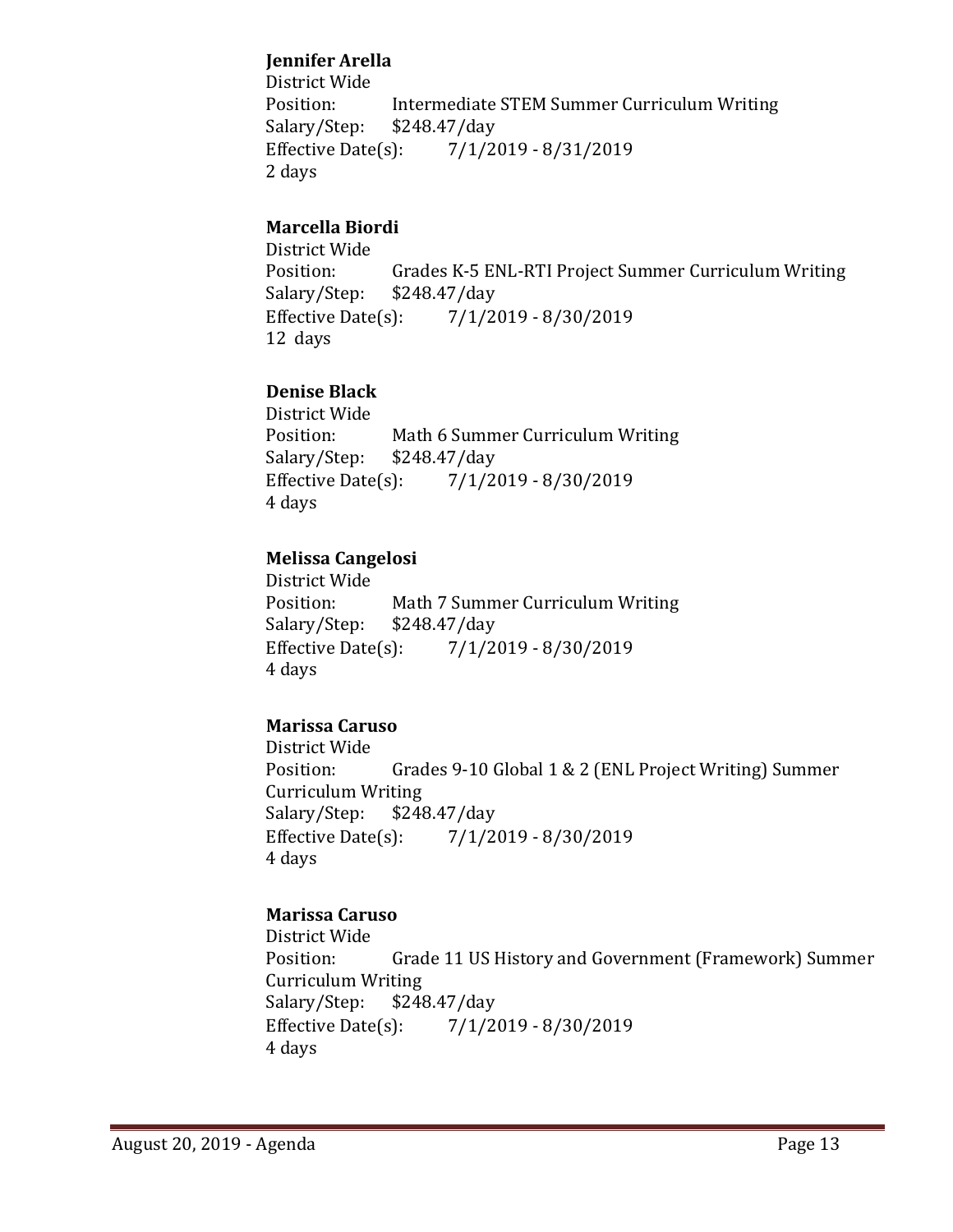**Jennifer Arella**
District Wide
Position: Intermediate STEM Summer Curriculum Writing
Salary/Step: $248.47/day
Effective Date(s): 7/1/2019 - 8/31/2019
2 days

**Marcella Biordi**
District Wide
Position: Grades K-5 ENL-RTI Project Summer Curriculum Writing
Salary/Step: $248.47/day
Effective Date(s): 7/1/2019 - 8/30/2019
12 days

**Denise Black**
District Wide
Position: Math 6 Summer Curriculum Writing
Salary/Step: $248.47/day
Effective Date(s): 7/1/2019 - 8/30/2019
4 days

**Melissa Cangelosi**
District Wide
Position: Math 7 Summer Curriculum Writing
Salary/Step: $248.47/day
Effective Date(s): 7/1/2019 - 8/30/2019
4 days

**Marissa Caruso**
District Wide
Position: Grades 9-10 Global 1 & 2 (ENL Project Writing) Summer Curriculum Writing
Salary/Step: $248.47/day
Effective Date(s): 7/1/2019 - 8/30/2019
4 days

**Marissa Caruso**
District Wide
Position: Grade 11 US History and Government (Framework) Summer Curriculum Writing
Salary/Step: $248.47/day
Effective Date(s): 7/1/2019 - 8/30/2019
4 days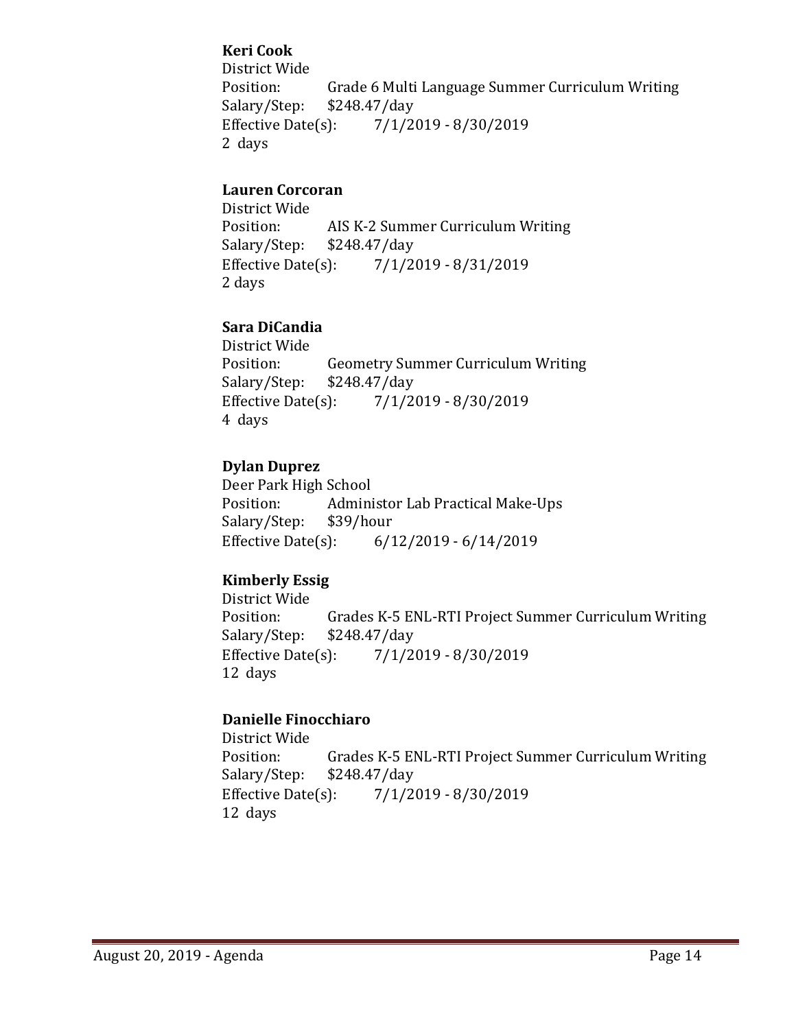**Keri Cook**
District Wide
Position: Grade 6 Multi Language Summer Curriculum Writing
Salary/Step: $248.47/day
Effective Date(s): 7/1/2019 - 8/30/2019
2 days

**Lauren Corcoran**
District Wide
Position: AIS K-2 Summer Curriculum Writing
Salary/Step: $248.47/day
Effective Date(s): 7/1/2019 - 8/31/2019
2 days

**Sara DiCandia**
District Wide
Position: Geometry Summer Curriculum Writing
Salary/Step: $248.47/day
Effective Date(s): 7/1/2019 - 8/30/2019
4 days

**Dylan Duprez**
Deer Park High School
Position: Administor Lab Practical Make-Ups
Salary/Step: $39/hour
Effective Date(s): 6/12/2019 - 6/14/2019

**Kimberly Essig**
District Wide
Position: Grades K-5 ENL-RTI Project Summer Curriculum Writing
Salary/Step: $248.47/day
Effective Date(s): 7/1/2019 - 8/30/2019
12 days

**Danielle Finocchiaro**
District Wide
Position: Grades K-5 ENL-RTI Project Summer Curriculum Writing
Salary/Step: $248.47/day
Effective Date(s): 7/1/2019 - 8/30/2019
12 days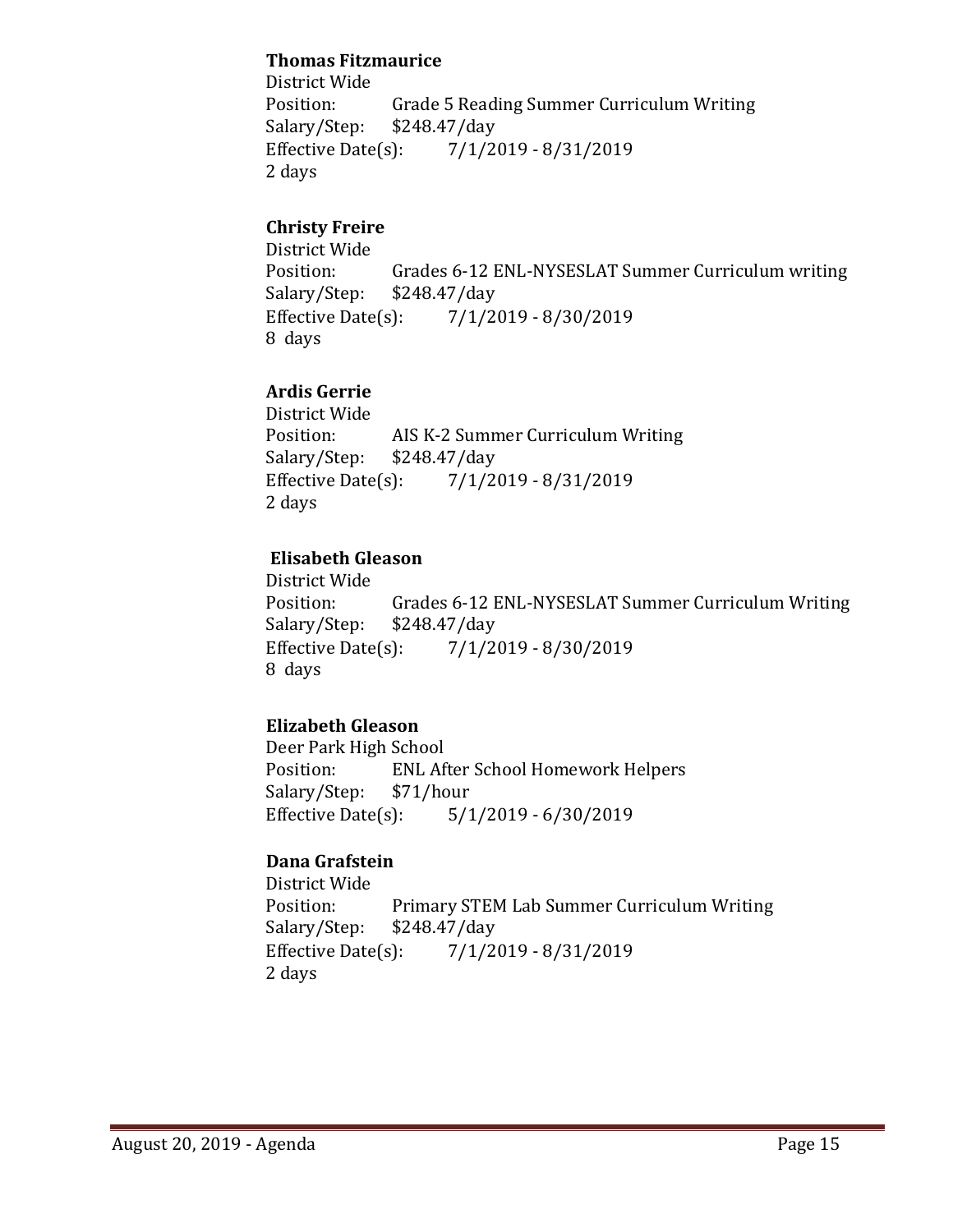**Thomas Fitzmaurice**
District Wide
Position: Grade 5 Reading Summer Curriculum Writing
Salary/Step: $248.47/day
Effective Date(s): 7/1/2019 - 8/31/2019
2 days

**Christy Freire**
District Wide
Position: Grades 6-12 ENL-NYSESLAT Summer Curriculum writing
Salary/Step: $248.47/day
Effective Date(s): 7/1/2019 - 8/30/2019
8 days

**Ardis Gerrie**
District Wide
Position: AIS K-2 Summer Curriculum Writing
Salary/Step: $248.47/day
Effective Date(s): 7/1/2019 - 8/31/2019
2 days

**Elisabeth Gleason**
District Wide
Position: Grades 6-12 ENL-NYSESLAT Summer Curriculum Writing
Salary/Step: $248.47/day
Effective Date(s): 7/1/2019 - 8/30/2019
8 days

**Elizabeth Gleason**
Deer Park High School
Position: ENL After School Homework Helpers
Salary/Step: $71/hour
Effective Date(s): 5/1/2019 - 6/30/2019

**Dana Grafstein**
District Wide
Position: Primary STEM Lab Summer Curriculum Writing
Salary/Step: $248.47/day
Effective Date(s): 7/1/2019 - 8/31/2019
2 days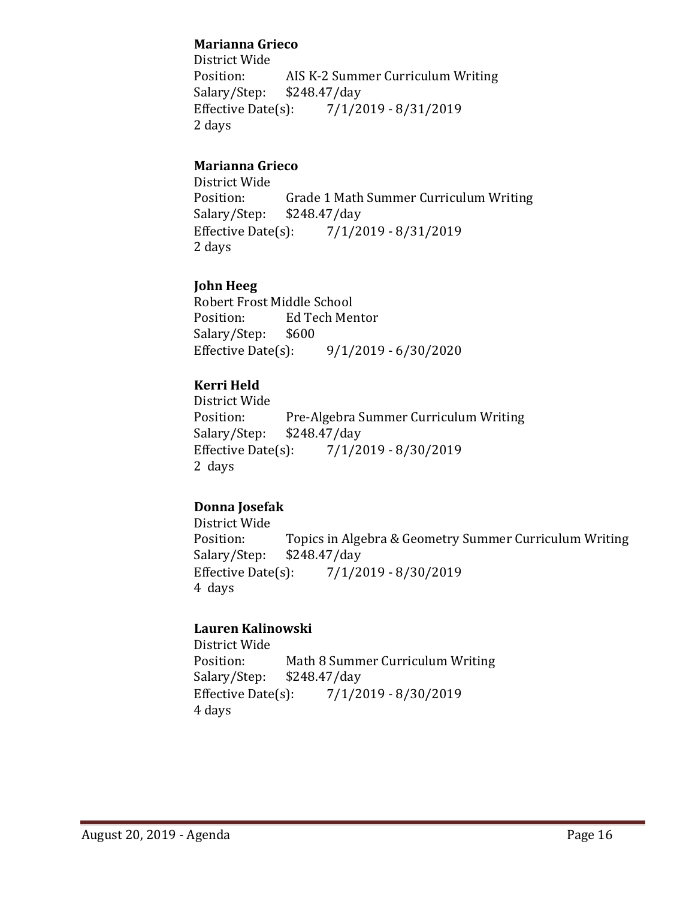**Marianna Grieco**
District Wide
Position: AIS K-2 Summer Curriculum Writing
Salary/Step: $248.47/day
Effective Date(s): 7/1/2019 - 8/31/2019
2 days

**Marianna Grieco**
District Wide
Position: Grade 1 Math Summer Curriculum Writing
Salary/Step: $248.47/day
Effective Date(s): 7/1/2019 - 8/31/2019
2 days

**John Heeg**
Robert Frost Middle School
Position: Ed Tech Mentor
Salary/Step: $600
Effective Date(s): 9/1/2019 - 6/30/2020

**Kerri Held**
District Wide
Position: Pre-Algebra Summer Curriculum Writing
Salary/Step: $248.47/day
Effective Date(s): 7/1/2019 - 8/30/2019
2 days

**Donna Josefak**
District Wide
Position: Topics in Algebra & Geometry Summer Curriculum Writing
Salary/Step: $248.47/day
Effective Date(s): 7/1/2019 - 8/30/2019
4 days

**Lauren Kalinowski**
District Wide
Position: Math 8 Summer Curriculum Writing
Salary/Step: $248.47/day
Effective Date(s): 7/1/2019 - 8/30/2019
4 days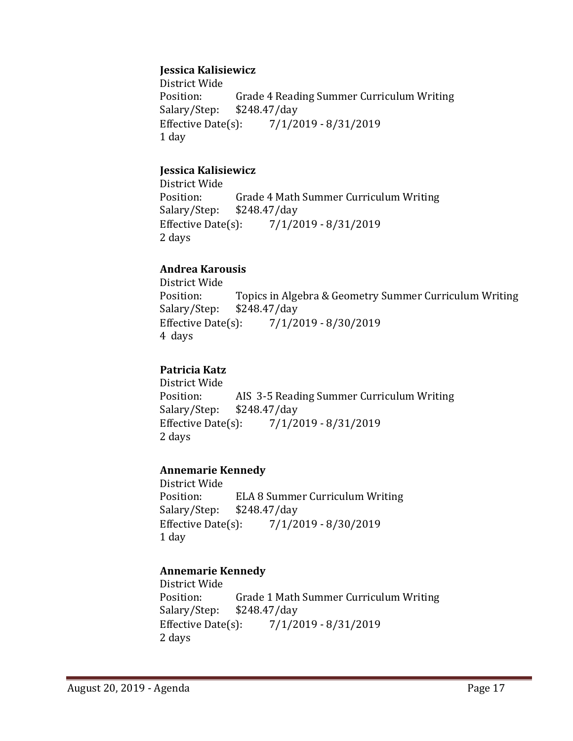**Jessica Kalisiewicz**
District Wide
Position: Grade 4 Reading Summer Curriculum Writing
Salary/Step: $248.47/day
Effective Date(s): 7/1/2019 - 8/31/2019
1 day

**Jessica Kalisiewicz**
District Wide
Position: Grade 4 Math Summer Curriculum Writing
Salary/Step: $248.47/day
Effective Date(s): 7/1/2019 - 8/31/2019
2 days

**Andrea Karousis**
District Wide
Position: Topics in Algebra & Geometry Summer Curriculum Writing
Salary/Step: $248.47/day
Effective Date(s): 7/1/2019 - 8/30/2019
4 days

**Patricia Katz**
District Wide
Position: AIS 3-5 Reading Summer Curriculum Writing
Salary/Step: $248.47/day
Effective Date(s): 7/1/2019 - 8/31/2019
2 days

**Annemarie Kennedy**
District Wide
Position: ELA 8 Summer Curriculum Writing
Salary/Step: $248.47/day
Effective Date(s): 7/1/2019 - 8/30/2019
1 day

**Annemarie Kennedy**
District Wide
Position: Grade 1 Math Summer Curriculum Writing
Salary/Step: $248.47/day
Effective Date(s): 7/1/2019 - 8/31/2019
2 days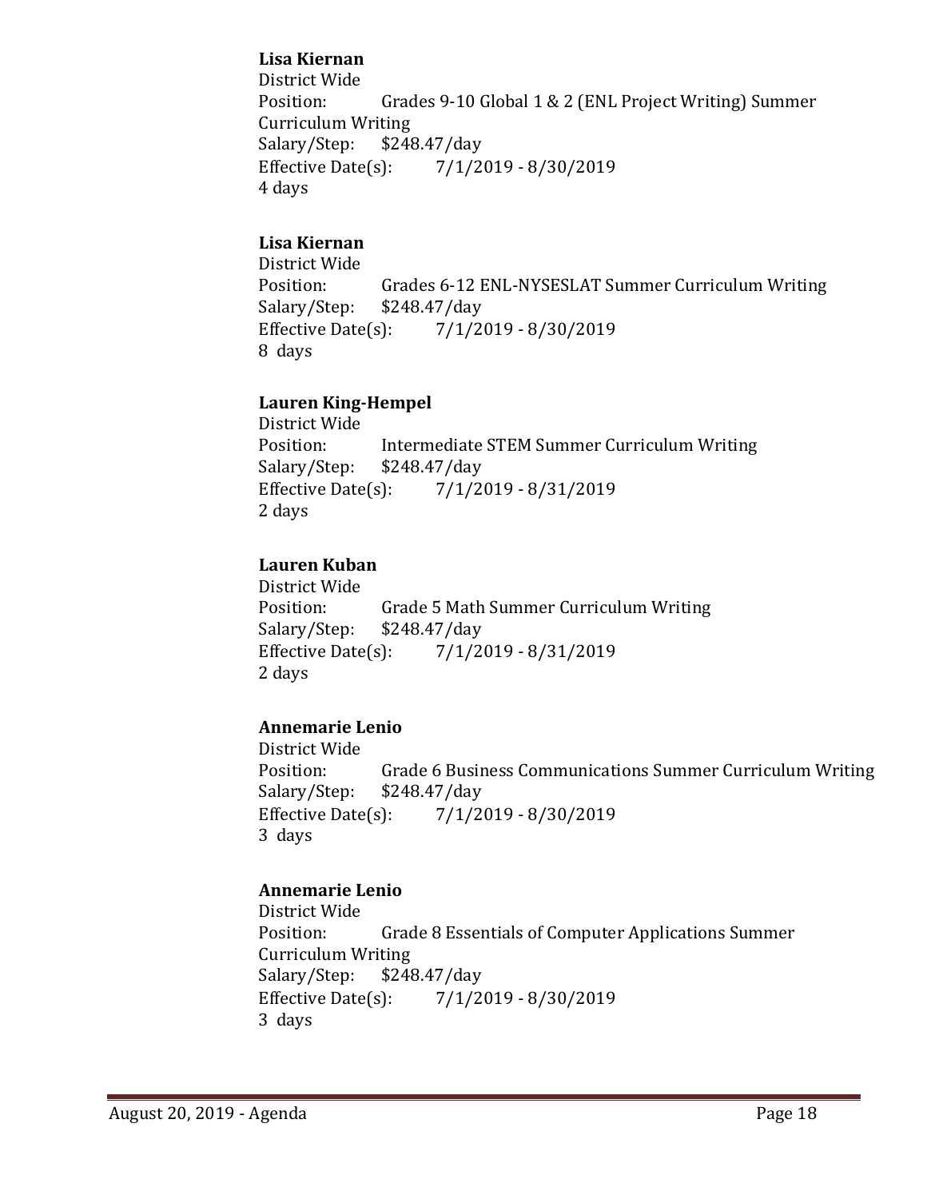**Lisa Kiernan**
District Wide
Position: Grades 9-10 Global 1 & 2 (ENL Project Writing) Summer Curriculum Writing
Salary/Step: $248.47/day
Effective Date(s): 7/1/2019 - 8/30/2019
4 days

**Lisa Kiernan**
District Wide
Position: Grades 6-12 ENL-NYSESLAT Summer Curriculum Writing
Salary/Step: $248.47/day
Effective Date(s): 7/1/2019 - 8/30/2019
8 days

**Lauren King-Hempel**
District Wide
Position: Intermediate STEM Summer Curriculum Writing
Salary/Step: $248.47/day
Effective Date(s): 7/1/2019 - 8/31/2019
2 days

**Lauren Kuban**
District Wide
Position: Grade 5 Math Summer Curriculum Writing
Salary/Step: $248.47/day
Effective Date(s): 7/1/2019 - 8/31/2019
2 days

**Annemarie Lenio**
District Wide
Position: Grade 6 Business Communications Summer Curriculum Writing
Salary/Step: $248.47/day
Effective Date(s): 7/1/2019 - 8/30/2019
3 days

**Annemarie Lenio**
District Wide
Position: Grade 8 Essentials of Computer Applications Summer Curriculum Writing
Salary/Step: $248.47/day
Effective Date(s): 7/1/2019 - 8/30/2019
3 days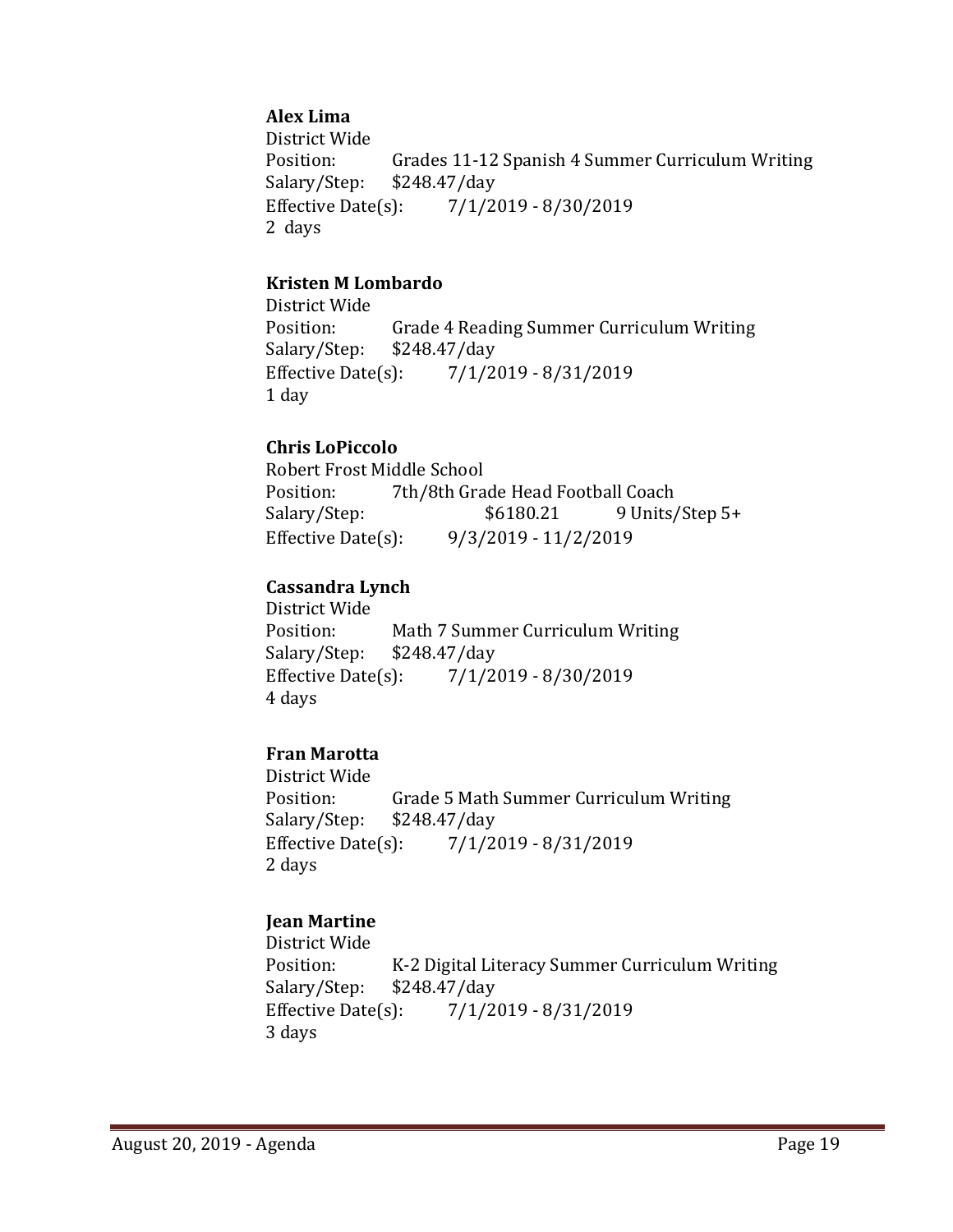**Alex Lima**
District Wide
Position: Grades 11-12 Spanish 4 Summer Curriculum Writing
Salary/Step: $248.47/day
Effective Date(s): 7/1/2019 - 8/30/2019
2 days

**Kristen M Lombardo**
District Wide
Position: Grade 4 Reading Summer Curriculum Writing
Salary/Step: $248.47/day
Effective Date(s): 7/1/2019 - 8/31/2019
1 day

**Chris LoPiccolo**
Robert Frost Middle School
Position: 7th/8th Grade Head Football Coach
Salary/Step: $6180.21 9 Units/Step 5+
Effective Date(s): 9/3/2019 - 11/2/2019

**Cassandra Lynch**
District Wide
Position: Math 7 Summer Curriculum Writing
Salary/Step: $248.47/day
Effective Date(s): 7/1/2019 - 8/30/2019
4 days

**Fran Marotta**
District Wide
Position: Grade 5 Math Summer Curriculum Writing
Salary/Step: $248.47/day
Effective Date(s): 7/1/2019 - 8/31/2019
2 days

**Jean Martine**
District Wide
Position: K-2 Digital Literacy Summer Curriculum Writing
Salary/Step: $248.47/day
Effective Date(s): 7/1/2019 - 8/31/2019
3 days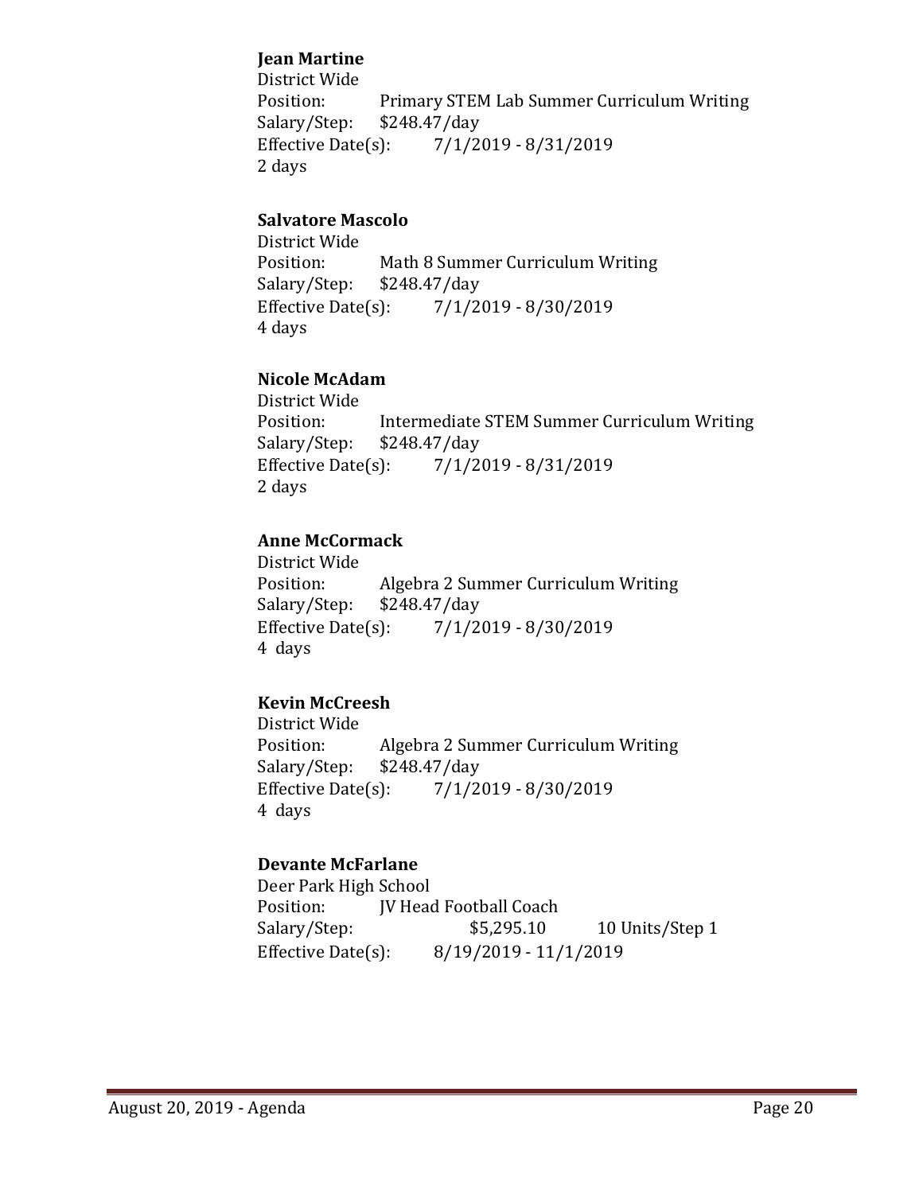**Jean Martine**
District Wide
Position: Primary STEM Lab Summer Curriculum Writing
Salary/Step: $248.47/day
Effective Date(s): 7/1/2019 - 8/31/2019
2 days

**Salvatore Mascolo**
District Wide
Position: Math 8 Summer Curriculum Writing
Salary/Step: $248.47/day
Effective Date(s): 7/1/2019 - 8/30/2019
4 days

**Nicole McAdam**
District Wide
Position: Intermediate STEM Summer Curriculum Writing
Salary/Step: $248.47/day
Effective Date(s): 7/1/2019 - 8/31/2019
2 days

**Anne McCormack**
District Wide
Position: Algebra 2 Summer Curriculum Writing
Salary/Step: $248.47/day
Effective Date(s): 7/1/2019 - 8/30/2019
4 days

**Kevin McCreesh**
District Wide
Position: Algebra 2 Summer Curriculum Writing
Salary/Step: $248.47/day
Effective Date(s): 7/1/2019 - 8/30/2019
4 days

**Devante McFarlane**
Deer Park High School
Position: JV Head Football Coach
Salary/Step: $5,295.10 10 Units/Step 1
Effective Date(s): 8/19/2019 - 11/1/2019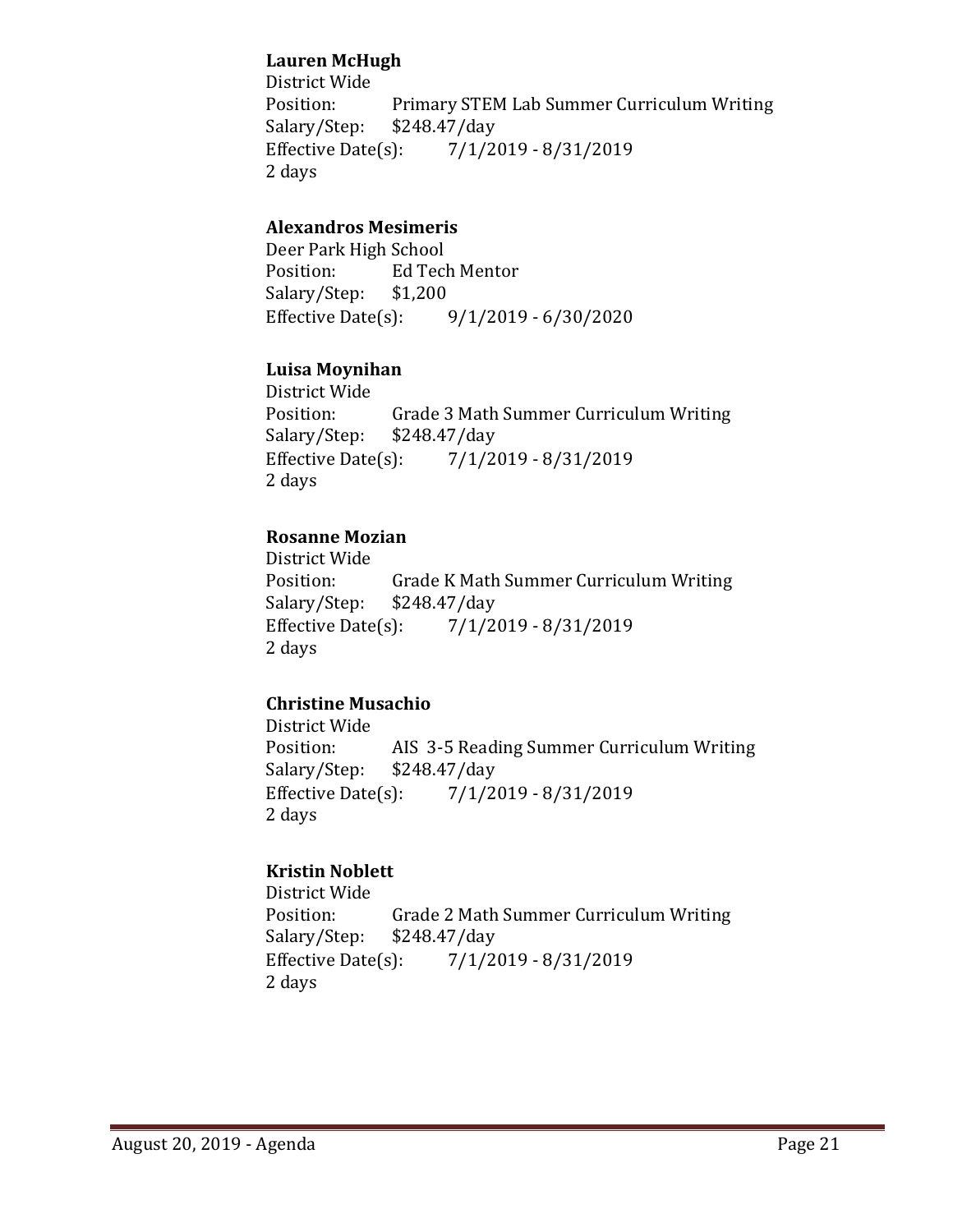**Lauren McHugh**
District Wide
Position: Primary STEM Lab Summer Curriculum Writing
Salary/Step: $248.47/day
Effective Date(s): 7/1/2019 - 8/31/2019
2 days

**Alexandros Mesimeris**
Deer Park High School
Position: Ed Tech Mentor
Salary/Step: $1,200
Effective Date(s): 9/1/2019 - 6/30/2020

**Luisa Moynihan**
District Wide
Position: Grade 3 Math Summer Curriculum Writing
Salary/Step: $248.47/day
Effective Date(s): 7/1/2019 - 8/31/2019
2 days

**Rosanne Mozian**
District Wide
Position: Grade K Math Summer Curriculum Writing
Salary/Step: $248.47/day
Effective Date(s): 7/1/2019 - 8/31/2019
2 days

**Christine Musachio**
District Wide
Position: AIS 3-5 Reading Summer Curriculum Writing
Salary/Step: $248.47/day
Effective Date(s): 7/1/2019 - 8/31/2019
2 days

**Kristin Noblett**
District Wide
Position: Grade 2 Math Summer Curriculum Writing
Salary/Step: $248.47/day
Effective Date(s): 7/1/2019 - 8/31/2019
2 days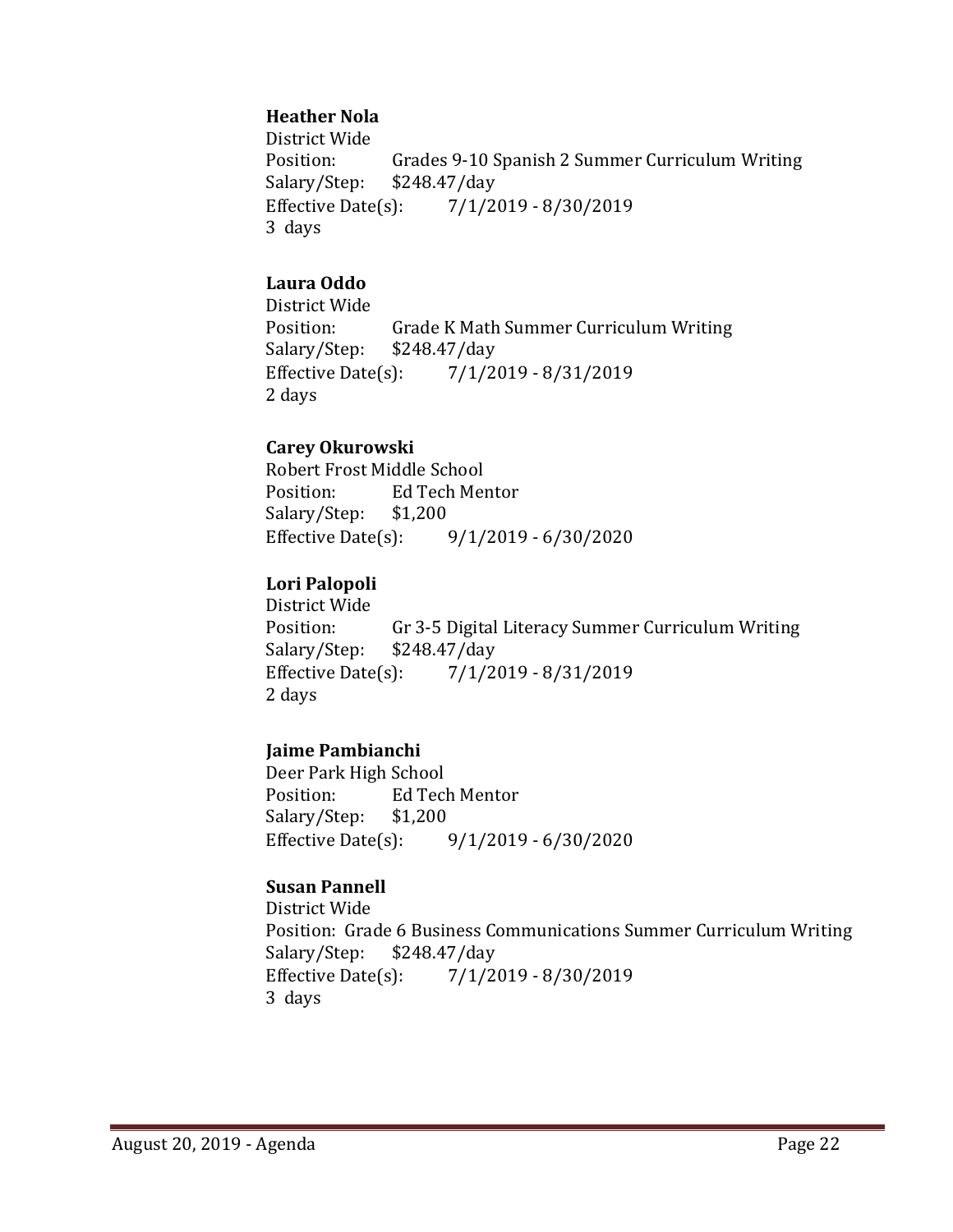**Heather Nola**
District Wide
Position: Grades 9-10 Spanish 2 Summer Curriculum Writing
Salary/Step: $248.47/day
Effective Date(s): 7/1/2019 - 8/30/2019
3 days

**Laura Oddo**
District Wide
Position: Grade K Math Summer Curriculum Writing
Salary/Step: $248.47/day
Effective Date(s): 7/1/2019 - 8/31/2019
2 days

**Carey Okurowski**
Robert Frost Middle School
Position: Ed Tech Mentor
Salary/Step: $1,200
Effective Date(s): 9/1/2019 - 6/30/2020

**Lori Palopoli**
District Wide
Position: Gr 3-5 Digital Literacy Summer Curriculum Writing
Salary/Step: $248.47/day
Effective Date(s): 7/1/2019 - 8/31/2019
2 days

**Jaime Pambianchi**
Deer Park High School
Position: Ed Tech Mentor
Salary/Step: $1,200
Effective Date(s): 9/1/2019 - 6/30/2020

**Susan Pannell**
District Wide
Position: Grade 6 Business Communications Summer Curriculum Writing
Salary/Step: $248.47/day
Effective Date(s): 7/1/2019 - 8/30/2019
3 days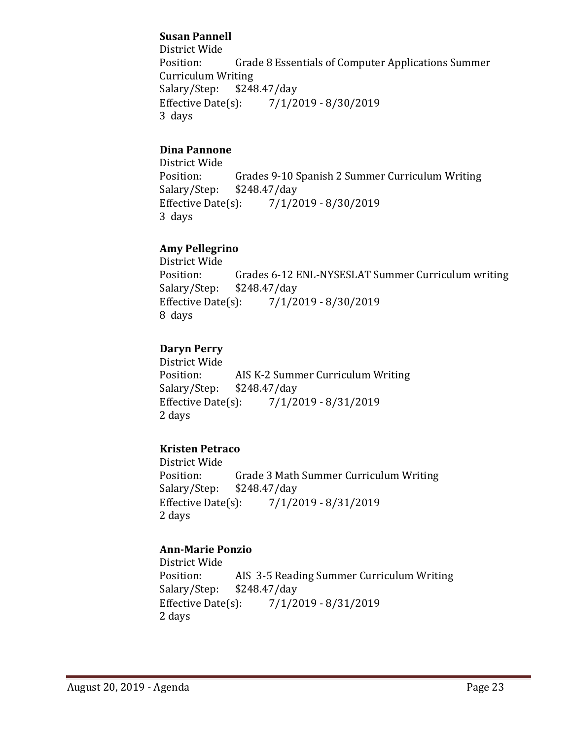**Susan Pannell**
District Wide
Position: Grade 8 Essentials of Computer Applications Summer Curriculum Writing
Salary/Step: $248.47/day
Effective Date(s): 7/1/2019 - 8/30/2019
3 days

**Dina Pannone**
District Wide
Position: Grades 9-10 Spanish 2 Summer Curriculum Writing
Salary/Step: $248.47/day
Effective Date(s): 7/1/2019 - 8/30/2019
3 days

**Amy Pellegrino**
District Wide
Position: Grades 6-12 ENL-NYSESLAT Summer Curriculum writing
Salary/Step: $248.47/day
Effective Date(s): 7/1/2019 - 8/30/2019
8 days

**Daryn Perry**
District Wide
Position: AIS K-2 Summer Curriculum Writing
Salary/Step: $248.47/day
Effective Date(s): 7/1/2019 - 8/31/2019
2 days

**Kristen Petraco**
District Wide
Position: Grade 3 Math Summer Curriculum Writing
Salary/Step: $248.47/day
Effective Date(s): 7/1/2019 - 8/31/2019
2 days

**Ann-Marie Ponzio**
District Wide
Position: AIS 3-5 Reading Summer Curriculum Writing
Salary/Step: $248.47/day
Effective Date(s): 7/1/2019 - 8/31/2019
2 days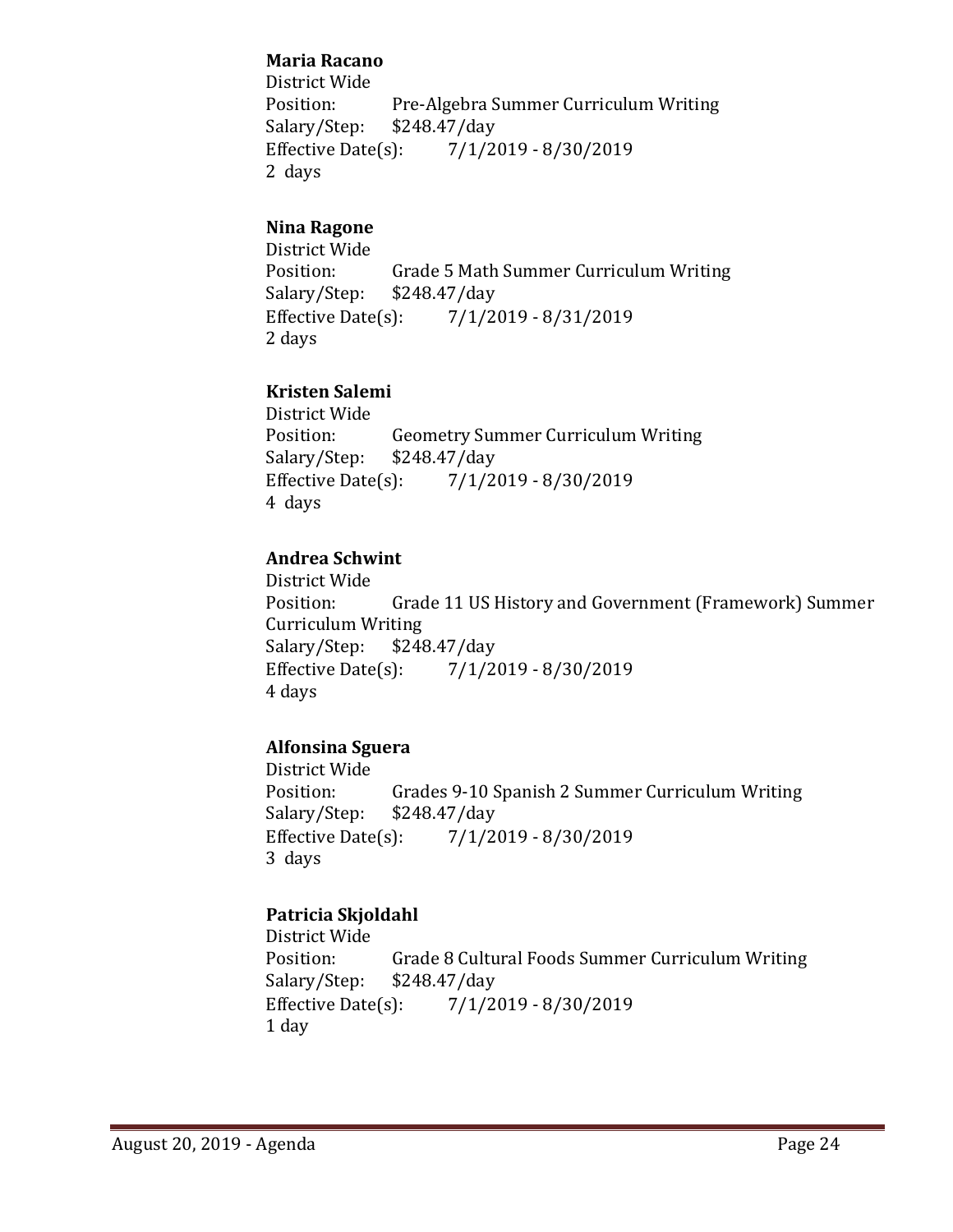**Maria Racano**
District Wide
Position: Pre-Algebra Summer Curriculum Writing
Salary/Step: $248.47/day
Effective Date(s): 7/1/2019 - 8/30/2019
2 days

**Nina Ragone**
District Wide
Position: Grade 5 Math Summer Curriculum Writing
Salary/Step: $248.47/day
Effective Date(s): 7/1/2019 - 8/31/2019
2 days

**Kristen Salemi**
District Wide
Position: Geometry Summer Curriculum Writing
Salary/Step: $248.47/day
Effective Date(s): 7/1/2019 - 8/30/2019
4 days

**Andrea Schwint**
District Wide
Position: Grade 11 US History and Government (Framework) Summer Curriculum Writing
Salary/Step: $248.47/day
Effective Date(s): 7/1/2019 - 8/30/2019
4 days

**Alfonsina Sguera**
District Wide
Position: Grades 9-10 Spanish 2 Summer Curriculum Writing
Salary/Step: $248.47/day
Effective Date(s): 7/1/2019 - 8/30/2019
3 days

**Patricia Skjoldahl**
District Wide
Position: Grade 8 Cultural Foods Summer Curriculum Writing
Salary/Step: $248.47/day
Effective Date(s): 7/1/2019 - 8/30/2019
1 day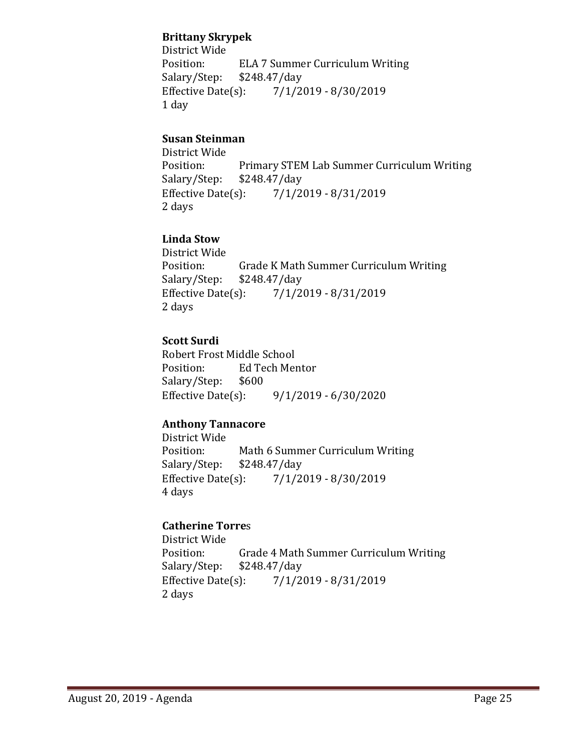**Brittany Skrypek**
District Wide
Position: ELA 7 Summer Curriculum Writing
Salary/Step: $248.47/day
Effective Date(s): 7/1/2019 - 8/30/2019
1 day

**Susan Steinman**
District Wide
Position: Primary STEM Lab Summer Curriculum Writing
Salary/Step: $248.47/day
Effective Date(s): 7/1/2019 - 8/31/2019
2 days

**Linda Stow**
District Wide
Position: Grade K Math Summer Curriculum Writing
Salary/Step: $248.47/day
Effective Date(s): 7/1/2019 - 8/31/2019
2 days

**Scott Surdi**
Robert Frost Middle School
Position: Ed Tech Mentor
Salary/Step: $600
Effective Date(s): 9/1/2019 - 6/30/2020

**Anthony Tannacore**
District Wide
Position: Math 6 Summer Curriculum Writing
Salary/Step: $248.47/day
Effective Date(s): 7/1/2019 - 8/30/2019
4 days

**Catherine Torre**s
District Wide
Position: Grade 4 Math Summer Curriculum Writing
Salary/Step: $248.47/day
Effective Date(s): 7/1/2019 - 8/31/2019
2 days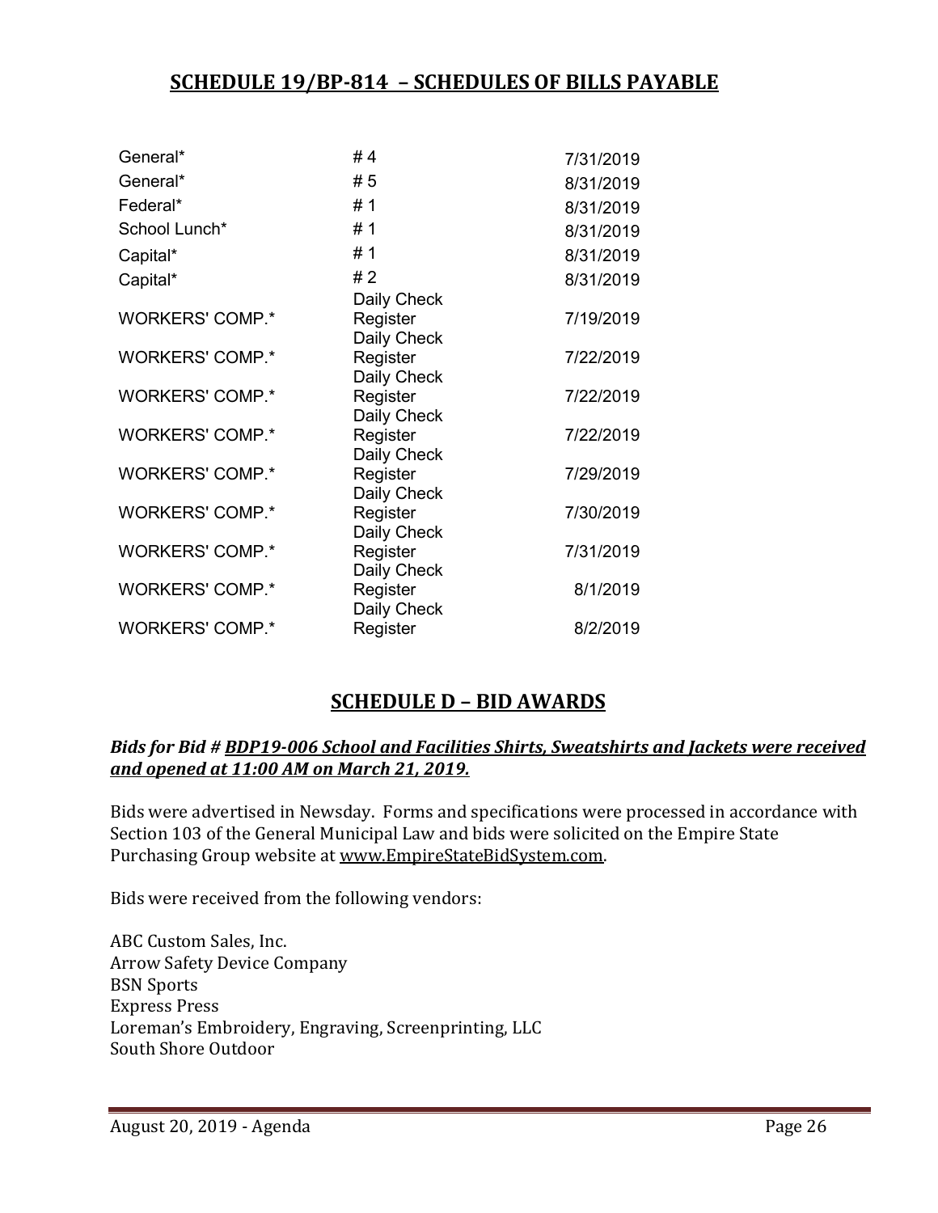## SCHEDULE 19/BP-814 – SCHEDULES OF BILLS PAYABLE

| | | |
|---|---|---|
| General* | # 4 | 7/31/2019 |
| General* | # 5 | 8/31/2019 |
| Federal* | # 1 | 8/31/2019 |
| School Lunch* | # 1 | 8/31/2019 |
| Capital* | # 1 | 8/31/2019 |
| Capital* | # 2 | 8/31/2019 |
| WORKERS' COMP.* | Daily Check Register | 7/19/2019 |
| WORKERS' COMP.* | Daily Check Register | 7/22/2019 |
| WORKERS' COMP.* | Daily Check Register | 7/22/2019 |
| WORKERS' COMP.* | Daily Check Register | 7/22/2019 |
| WORKERS' COMP.* | Daily Check Register | 7/29/2019 |
| WORKERS' COMP.* | Daily Check Register | 7/30/2019 |
| WORKERS' COMP.* | Daily Check Register | 7/31/2019 |
| WORKERS' COMP.* | Daily Check Register | 8/1/2019 |
| WORKERS' COMP.* | Daily Check Register | 8/2/2019 |

## SCHEDULE D – BID AWARDS

***Bids for Bid # BDP19-006 School and Facilities Shirts, Sweatshirts and Jackets were received and opened at 11:00 AM on March 21, 2019.***

Bids were advertised in Newsday. Forms and specifications were processed in accordance with Section 103 of the General Municipal Law and bids were solicited on the Empire State Purchasing Group website at www.EmpireStateBidSystem.com.

Bids were received from the following vendors:

ABC Custom Sales, Inc.
Arrow Safety Device Company
BSN Sports
Express Press
Loreman's Embroidery, Engraving, Screenprinting, LLC
South Shore Outdoor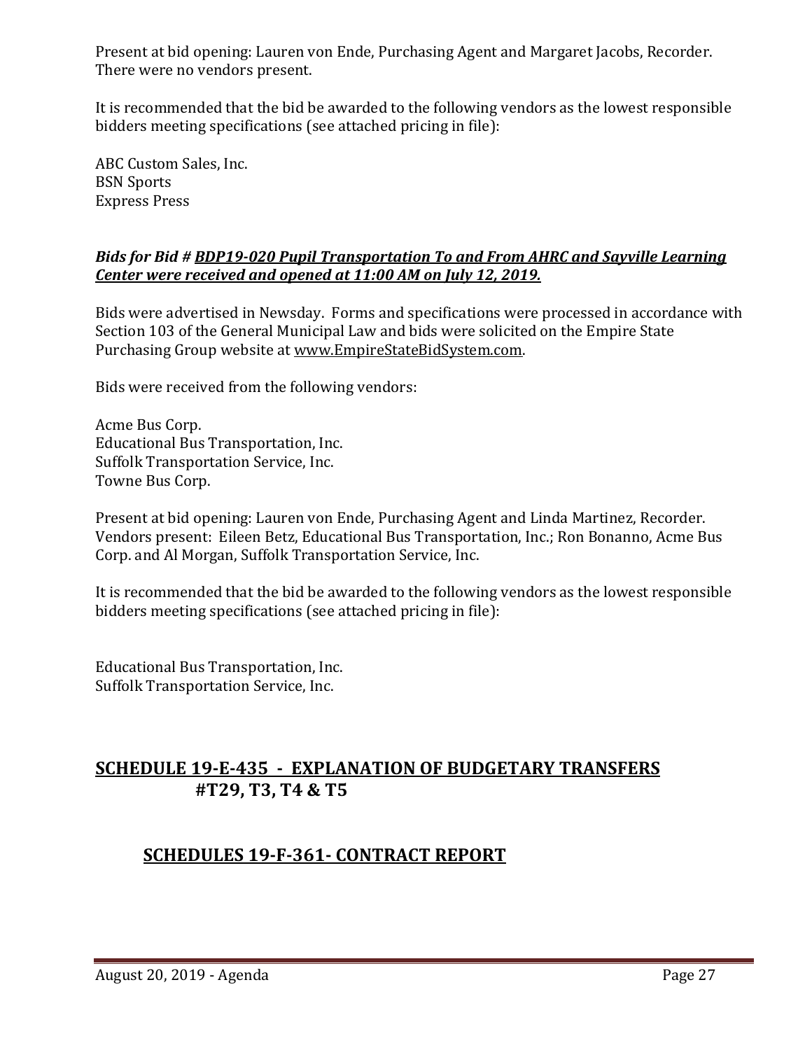Present at bid opening: Lauren von Ende, Purchasing Agent and Margaret Jacobs, Recorder. There were no vendors present.

It is recommended that the bid be awarded to the following vendors as the lowest responsible bidders meeting specifications (see attached pricing in file):

ABC Custom Sales, Inc.
BSN Sports
Express Press

***Bids for Bid # BDP19-020 Pupil Transportation To and From AHRC and Sayville Learning Center were received and opened at 11:00 AM on July 12, 2019.***

Bids were advertised in Newsday. Forms and specifications were processed in accordance with Section 103 of the General Municipal Law and bids were solicited on the Empire State Purchasing Group website at www.EmpireStateBidSystem.com.

Bids were received from the following vendors:

Acme Bus Corp.
Educational Bus Transportation, Inc.
Suffolk Transportation Service, Inc.
Towne Bus Corp.

Present at bid opening: Lauren von Ende, Purchasing Agent and Linda Martinez, Recorder. Vendors present: Eileen Betz, Educational Bus Transportation, Inc.; Ron Bonanno, Acme Bus Corp. and Al Morgan, Suffolk Transportation Service, Inc.

It is recommended that the bid be awarded to the following vendors as the lowest responsible bidders meeting specifications (see attached pricing in file):

Educational Bus Transportation, Inc.
Suffolk Transportation Service, Inc.

## SCHEDULE 19-E-435 - EXPLANATION OF BUDGETARY TRANSFERS #T29, T3, T4 & T5

## SCHEDULES 19-F-361- CONTRACT REPORT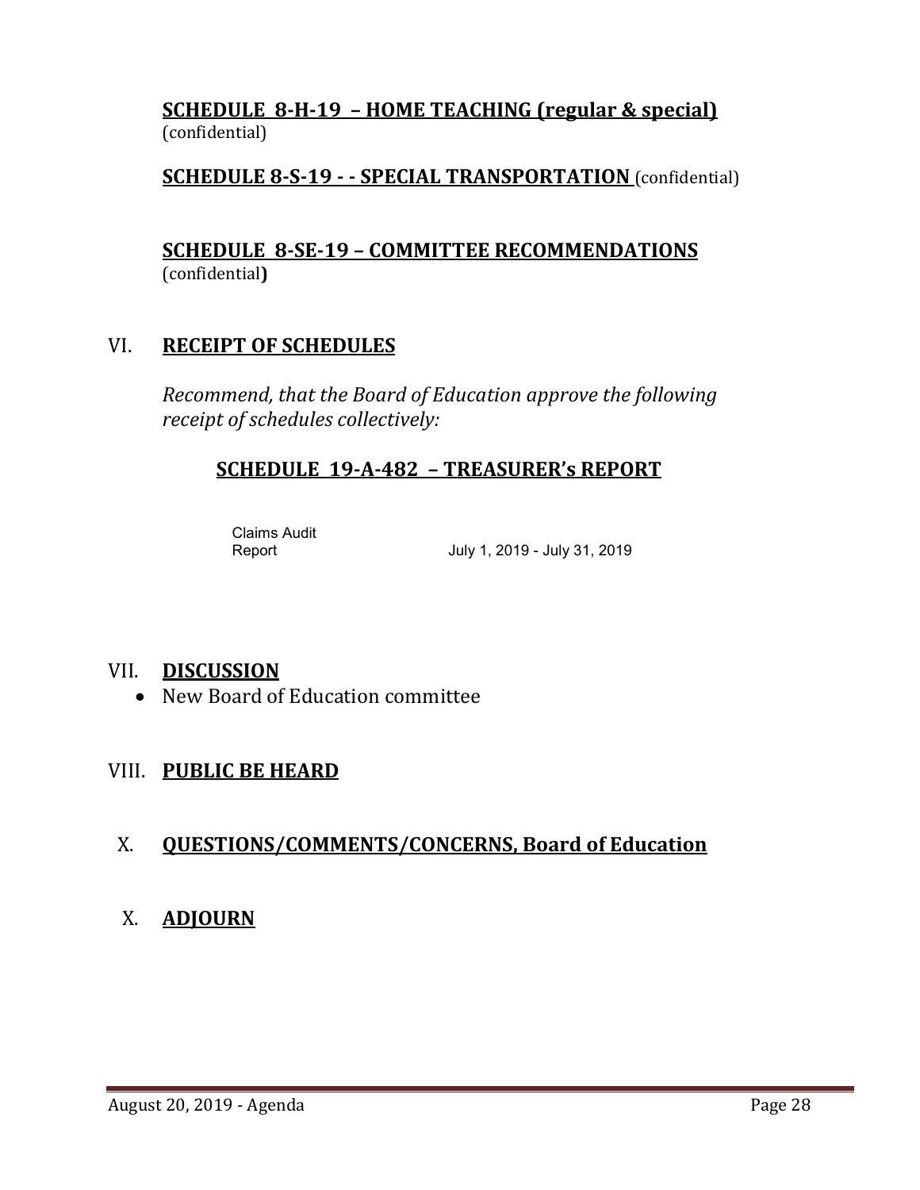**SCHEDULE 8-H-19 – HOME TEACHING (regular & special)**
(confidential)

**SCHEDULE 8-S-19 - - SPECIAL TRANSPORTATION** (confidential)

**SCHEDULE 8-SE-19 – COMMITTEE RECOMMENDATIONS**
(confidential**)**

## VI. RECEIPT OF SCHEDULES

*Recommend, that the Board of Education approve the following receipt of schedules collectively:*

### SCHEDULE 19-A-482 – TREASURER's REPORT

| | |
|---|---|
| Claims Audit Report | July 1, 2019 - July 31, 2019 |

## VII. DISCUSSION

- New Board of Education committee

## VIII. PUBLIC BE HEARD

## X. QUESTIONS/COMMENTS/CONCERNS, Board of Education

## X. ADJOURN